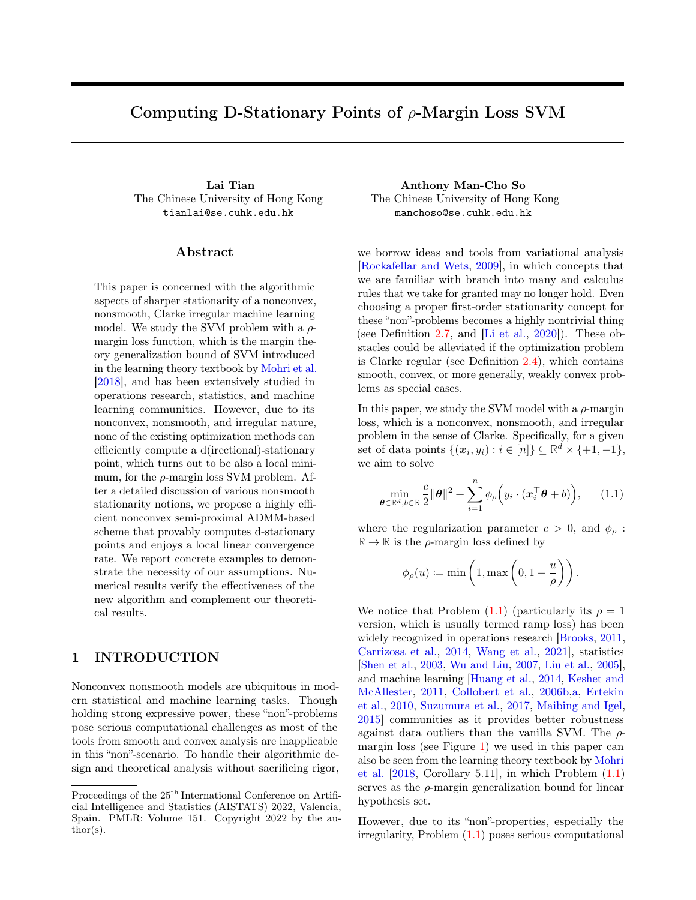# Computing D-Stationary Points of $\rho$-Margin Loss SVM

**Lai Tian**
The Chinese University of Hong Kong
`tianlai@se.cuhk.edu.hk`

**Anthony Man-Cho So**
The Chinese University of Hong Kong
`manchoso@se.cuhk.edu.hk`

## Abstract

This paper is concerned with the algorithmic aspects of sharper stationarity of a nonconvex, nonsmooth, Clarke irregular machine learning model. We study the SVM problem with a $\rho$-margin loss function, which is the margin theory generalization bound of SVM introduced in the learning theory textbook by Mohri et al. [2018], and has been extensively studied in operations research, statistics, and machine learning communities. However, due to its nonconvex, nonsmooth, and irregular nature, none of the existing optimization methods can efficiently compute a d(irectional)-stationary point, which turns out to be also a local minimum, for the $\rho$-margin loss SVM problem. After a detailed discussion of various nonsmooth stationarity notions, we propose a highly efficient nonconvex semi-proximal ADMM-based scheme that provably computes d-stationary points and enjoys a local linear convergence rate. We report concrete examples to demonstrate the necessity of our assumptions. Numerical results verify the effectiveness of the new algorithm and complement our theoretical results.

## 1 INTRODUCTION

Nonconvex nonsmooth models are ubiquitous in modern statistical and machine learning tasks. Though holding strong expressive power, these "non"-problems pose serious computational challenges as most of the tools from smooth and convex analysis are inapplicable in this "non"-scenario. To handle their algorithmic design and theoretical analysis without sacrificing rigor, we borrow ideas and tools from variational analysis [Rockafellar and Wets, 2009], in which concepts that we are familiar with branch into many and calculus rules that we take for granted may no longer hold. Even choosing a proper first-order stationarity concept for these "non"-problems becomes a highly nontrivial thing (see Definition 2.7, and [Li et al., 2020]). These obstacles could be alleviated if the optimization problem is Clarke regular (see Definition 2.4), which contains smooth, convex, or more generally, weakly convex problems as special cases.

In this paper, we study the SVM model with a $\rho$-margin loss, which is a nonconvex, nonsmooth, and irregular problem in the sense of Clarke. Specifically, for a given set of data points $\{(\boldsymbol{x}_i, y_i) : i \in [n]\} \subseteq \mathbb{R}^d \times \{+1, -1\}$, we aim to solve

$$\min_{\boldsymbol{\theta} \in \mathbb{R}^d, b \in \mathbb{R}} \frac{c}{2}\|\boldsymbol{\theta}\|^2 + \sum_{i=1}^{n} \phi_\rho\Big(y_i \cdot (\boldsymbol{x}_i^\top \boldsymbol{\theta} + b)\Big), \qquad (1.1)$$

where the regularization parameter $c > 0$, and $\phi_\rho : \mathbb{R} \to \mathbb{R}$ is the $\rho$-margin loss defined by

$$\phi_\rho(u) \coloneqq \min\left(1, \max\left(0, 1 - \frac{u}{\rho}\right)\right).$$

We notice that Problem (1.1) (particularly its $\rho = 1$ version, which is usually termed ramp loss) has been widely recognized in operations research [Brooks, 2011, Carrizosa et al., 2014, Wang et al., 2021], statistics [Shen et al., 2003, Wu and Liu, 2007, Liu et al., 2005], and machine learning [Huang et al., 2014, Keshet and McAllester, 2011, Collobert et al., 2006b,a, Ertekin et al., 2010, Suzumura et al., 2017, Maibing and Igel, 2015] communities as it provides better robustness against data outliers than the vanilla SVM. The $\rho$-margin loss (see Figure 1) we used in this paper can also be seen from the learning theory textbook by Mohri et al. [2018, Corollary 5.11], in which Problem (1.1) serves as the $\rho$-margin generalization bound for linear hypothesis set.

However, due to its "non"-properties, especially the irregularity, Problem (1.1) poses serious computational

Proceedings of the 25[th] International Conference on Artificial Intelligence and Statistics (AISTATS) 2022, Valencia, Spain. PMLR: Volume 151. Copyright 2022 by the author(s).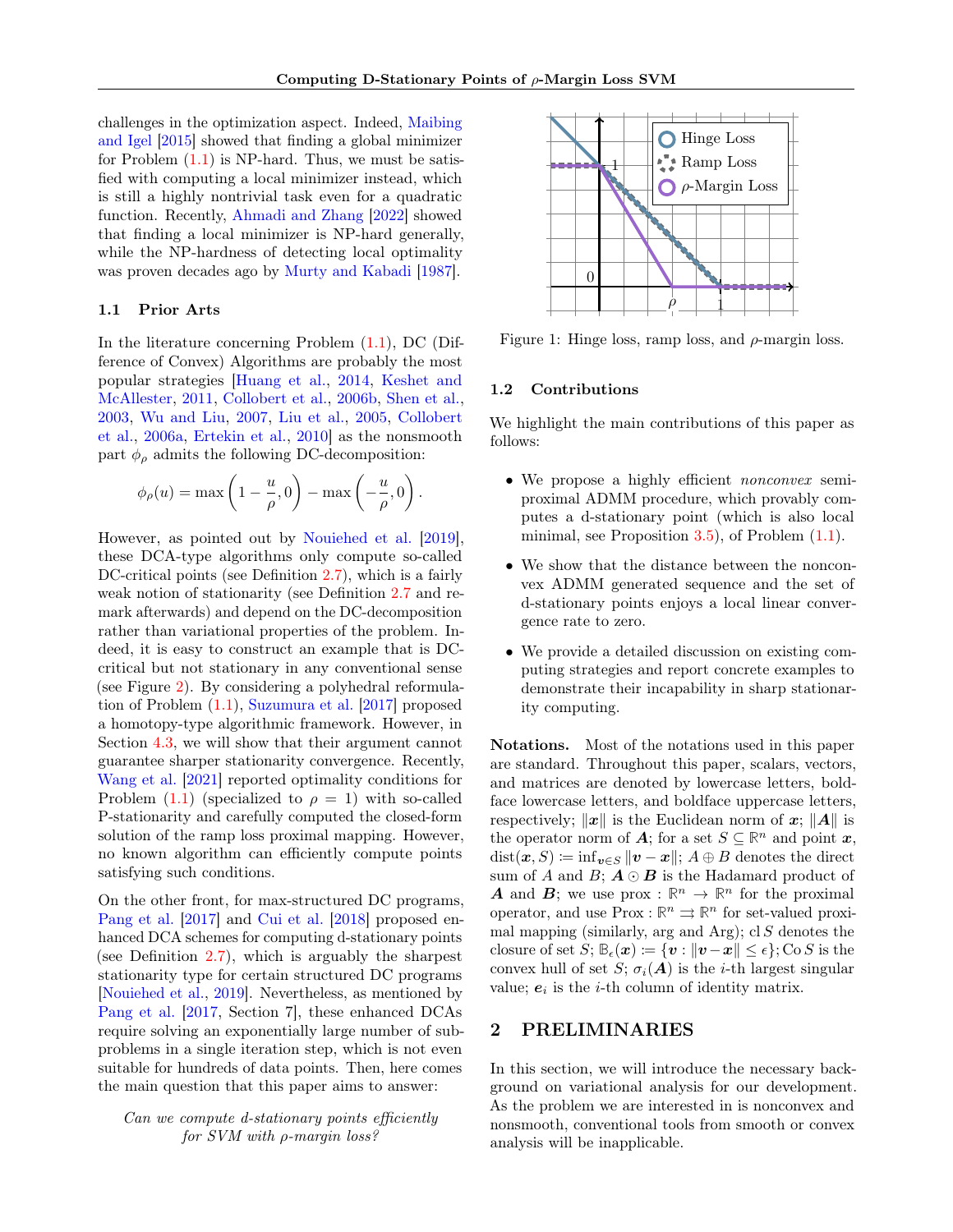challenges in the optimization aspect. Indeed, Maibing and Igel [2015] showed that finding a global minimizer for Problem (1.1) is NP-hard. Thus, we must be satisfied with computing a local minimizer instead, which is still a highly nontrivial task even for a quadratic function. Recently, Ahmadi and Zhang [2022] showed that finding a local minimizer is NP-hard generally, while the NP-hardness of detecting local optimality was proven decades ago by Murty and Kabadi [1987].

### 1.1 Prior Arts

In the literature concerning Problem (1.1), DC (Difference of Convex) Algorithms are probably the most popular strategies [Huang et al., 2014, Keshet and McAllester, 2011, Collobert et al., 2006b, Shen et al., 2003, Wu and Liu, 2007, Liu et al., 2005, Collobert et al., 2006a, Ertekin et al., 2010] as the nonsmooth part $\phi_\rho$ admits the following DC-decomposition:

$$\phi_\rho(u) = \max\left(1 - \frac{u}{\rho}, 0\right) - \max\left(-\frac{u}{\rho}, 0\right).$$

However, as pointed out by Nouiehed et al. [2019], these DCA-type algorithms only compute so-called DC-critical points (see Definition 2.7), which is a fairly weak notion of stationarity (see Definition 2.7 and remark afterwards) and depend on the DC-decomposition rather than variational properties of the problem. Indeed, it is easy to construct an example that is DC-critical but not stationary in any conventional sense (see Figure 2). By considering a polyhedral reformulation of Problem (1.1), Suzumura et al. [2017] proposed a homotopy-type algorithmic framework. However, in Section 4.3, we will show that their argument cannot guarantee sharper stationarity convergence. Recently, Wang et al. [2021] reported optimality conditions for Problem (1.1) (specialized to $\rho = 1$) with so-called P-stationarity and carefully computed the closed-form solution of the ramp loss proximal mapping. However, no known algorithm can efficiently compute points satisfying such conditions.

On the other front, for max-structured DC programs, Pang et al. [2017] and Cui et al. [2018] proposed enhanced DCA schemes for computing d-stationary points (see Definition 2.7), which is arguably the sharpest stationarity type for certain structured DC programs [Nouiehed et al., 2019]. Nevertheless, as mentioned by Pang et al. [2017, Section 7], these enhanced DCAs require solving an exponentially large number of subproblems in a single iteration step, which is not even suitable for hundreds of data points. Then, here comes the main question that this paper aims to answer:

*Can we compute d-stationary points efficiently for SVM with ρ-margin loss?*

Figure 1: Hinge loss, ramp loss, and $\rho$-margin loss.

### 1.2 Contributions

We highlight the main contributions of this paper as follows:

- We propose a highly efficient *nonconvex* semi-proximal ADMM procedure, which provably computes a d-stationary point (which is also local minimal, see Proposition 3.5), of Problem (1.1).
- We show that the distance between the nonconvex ADMM generated sequence and the set of d-stationary points enjoys a local linear convergence rate to zero.
- We provide a detailed discussion on existing computing strategies and report concrete examples to demonstrate their incapability in sharp stationarity computing.

**Notations.** Most of the notations used in this paper are standard. Throughout this paper, scalars, vectors, and matrices are denoted by lowercase letters, boldface lowercase letters, and boldface uppercase letters, respectively; $\|\boldsymbol{x}\|$ is the Euclidean norm of $\boldsymbol{x}$; $\|\boldsymbol{A}\|$ is the operator norm of $\boldsymbol{A}$; for a set $S \subseteq \mathbb{R}^n$ and point $\boldsymbol{x}$, $\operatorname{dist}(\boldsymbol{x}, S) := \inf_{\boldsymbol{v} \in S} \|\boldsymbol{v} - \boldsymbol{x}\|$; $A \oplus B$ denotes the direct sum of $A$ and $B$; $\boldsymbol{A} \odot \boldsymbol{B}$ is the Hadamard product of $\boldsymbol{A}$ and $\boldsymbol{B}$; we use $\operatorname{prox} : \mathbb{R}^n \to \mathbb{R}^n$ for the proximal operator, and use $\operatorname{Prox} : \mathbb{R}^n \rightrightarrows \mathbb{R}^n$ for set-valued proximal mapping (similarly, arg and Arg); $\operatorname{cl} S$ denotes the closure of set $S$; $\mathbb{B}_\epsilon(\boldsymbol{x}) := \{\boldsymbol{v} : \|\boldsymbol{v} - \boldsymbol{x}\| \leq \epsilon\}$; $\operatorname{Co} S$ is the convex hull of set $S$; $\sigma_i(\boldsymbol{A})$ is the $i$-th largest singular value; $\boldsymbol{e}_i$ is the $i$-th column of identity matrix.

## 2 PRELIMINARIES

In this section, we will introduce the necessary background on variational analysis for our development. As the problem we are interested in is nonconvex and nonsmooth, conventional tools from smooth or convex analysis will be inapplicable.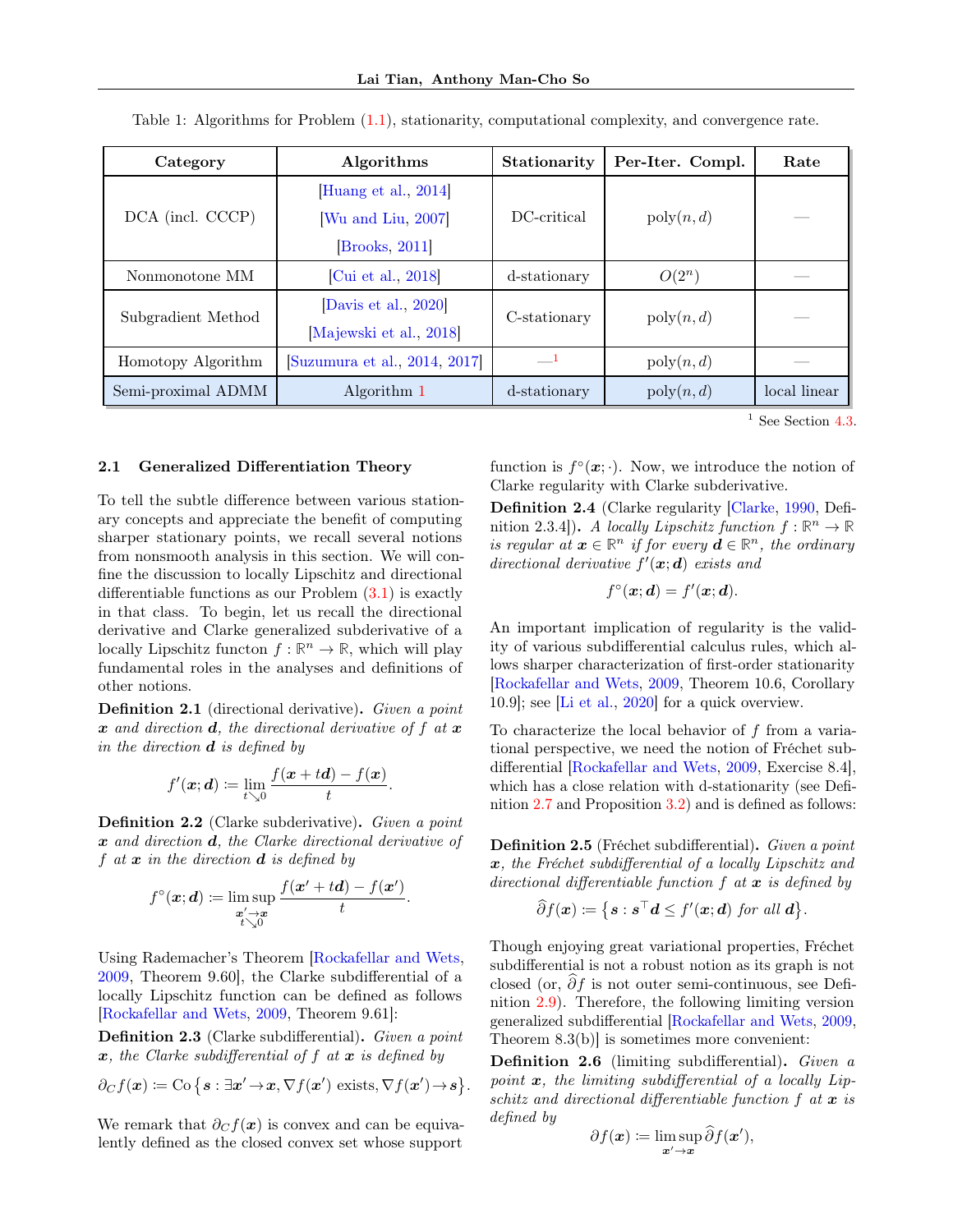Table 1: Algorithms for Problem (1.1), stationarity, computational complexity, and convergence rate.

| Category | Algorithms | Stationarity | Per-Iter. Compl. | Rate |
|---|---|---|---|---|
| DCA (incl. CCCP) | [Huang et al., 2014] [Wu and Liu, 2007] [Brooks, 2011] | DC-critical | poly$(n, d)$ | — |
| Nonmonotone MM | [Cui et al., 2018] | d-stationary | $O(2^n)$ | — |
| Subgradient Method | [Davis et al., 2020] [Majewski et al., 2018] | C-stationary | poly$(n, d)$ | — |
| Homotopy Algorithm | [Suzumura et al., 2014, 2017] | —[1] | poly$(n, d)$ | — |
| Semi-proximal ADMM | Algorithm 1 | d-stationary | poly$(n, d)$ | local linear |

[1] See Section 4.3.

### 2.1 Generalized Differentiation Theory

To tell the subtle difference between various stationary concepts and appreciate the benefit of computing sharper stationary points, we recall several notions from nonsmooth analysis in this section. We will confine the discussion to locally Lipschitz and directional differentiable functions as our Problem (3.1) is exactly in that class. To begin, let us recall the directional derivative and Clarke generalized subderivative of a locally Lipschitz functon $f : \mathbb{R}^n \to \mathbb{R}$, which will play fundamental roles in the analyses and definitions of other notions.

**Definition 2.1** (directional derivative)**.** *Given a point $\boldsymbol{x}$ and direction $\boldsymbol{d}$, the directional derivative of $f$ at $\boldsymbol{x}$ in the direction $\boldsymbol{d}$ is defined by*

$$f'(\boldsymbol{x}; \boldsymbol{d}) := \lim_{t \searrow 0} \frac{f(\boldsymbol{x} + t\boldsymbol{d}) - f(\boldsymbol{x})}{t}.$$

**Definition 2.2** (Clarke subderivative)**.** *Given a point $\boldsymbol{x}$ and direction $\boldsymbol{d}$, the Clarke directional derivative of $f$ at $\boldsymbol{x}$ in the direction $\boldsymbol{d}$ is defined by*

$$f^\circ(\boldsymbol{x}; \boldsymbol{d}) := \limsup_{\substack{\boldsymbol{x}' \to \boldsymbol{x} \\ t \searrow 0}} \frac{f(\boldsymbol{x}' + t\boldsymbol{d}) - f(\boldsymbol{x}')}{t}.$$

Using Rademacher's Theorem [Rockafellar and Wets, 2009, Theorem 9.60], the Clarke subdifferential of a locally Lipschitz function can be defined as follows [Rockafellar and Wets, 2009, Theorem 9.61]:

**Definition 2.3** (Clarke subdifferential)**.** *Given a point $\boldsymbol{x}$, the Clarke subdifferential of $f$ at $\boldsymbol{x}$ is defined by*

$$\partial_C f(\boldsymbol{x}) := \operatorname{Co}\left\{ \boldsymbol{s} : \exists \boldsymbol{x}' \to \boldsymbol{x}, \nabla f(\boldsymbol{x}') \text{ exists}, \nabla f(\boldsymbol{x}') \to \boldsymbol{s} \right\}.$$

We remark that $\partial_C f(\boldsymbol{x})$ is convex and can be equivalently defined as the closed convex set whose support function is $f^\circ(\boldsymbol{x}; \cdot)$. Now, we introduce the notion of Clarke regularity with Clarke subderivative.

**Definition 2.4** (Clarke regularity [Clarke, 1990, Definition 2.3.4])**.** *A locally Lipschitz function $f : \mathbb{R}^n \to \mathbb{R}$ is regular at $\boldsymbol{x} \in \mathbb{R}^n$ if for every $\boldsymbol{d} \in \mathbb{R}^n$, the ordinary directional derivative $f'(\boldsymbol{x}; \boldsymbol{d})$ exists and*

$$f^\circ(\boldsymbol{x}; \boldsymbol{d}) = f'(\boldsymbol{x}; \boldsymbol{d}).$$

An important implication of regularity is the validity of various subdifferential calculus rules, which allows sharper characterization of first-order stationarity [Rockafellar and Wets, 2009, Theorem 10.6, Corollary 10.9]; see [Li et al., 2020] for a quick overview.

To characterize the local behavior of $f$ from a variational perspective, we need the notion of Fréchet subdifferential [Rockafellar and Wets, 2009, Exercise 8.4], which has a close relation with d-stationarity (see Definition 2.7 and Proposition 3.2) and is defined as follows:

**Definition 2.5** (Fréchet subdifferential)**.** *Given a point $\boldsymbol{x}$, the Fréchet subdifferential of a locally Lipschitz and directional differentiable function $f$ at $\boldsymbol{x}$ is defined by*

$$\widehat{\partial} f(\boldsymbol{x}) := \left\{ \boldsymbol{s} : \boldsymbol{s}^\top \boldsymbol{d} \le f'(\boldsymbol{x}; \boldsymbol{d}) \text{ for all } \boldsymbol{d} \right\}.$$

Though enjoying great variational properties, Fréchet subdifferential is not a robust notion as its graph is not closed (or, $\widehat{\partial} f$ is not outer semi-continuous, see Definition 2.9). Therefore, the following limiting version generalized subdifferential [Rockafellar and Wets, 2009, Theorem 8.3(b)] is sometimes more convenient:

**Definition 2.6** (limiting subdifferential)**.** *Given a point $\boldsymbol{x}$, the limiting subdifferential of a locally Lipschitz and directional differentiable function $f$ at $\boldsymbol{x}$ is defined by*

$$\partial f(\boldsymbol{x}) := \limsup_{\boldsymbol{x}' \to \boldsymbol{x}} \widehat{\partial} f(\boldsymbol{x}'),$$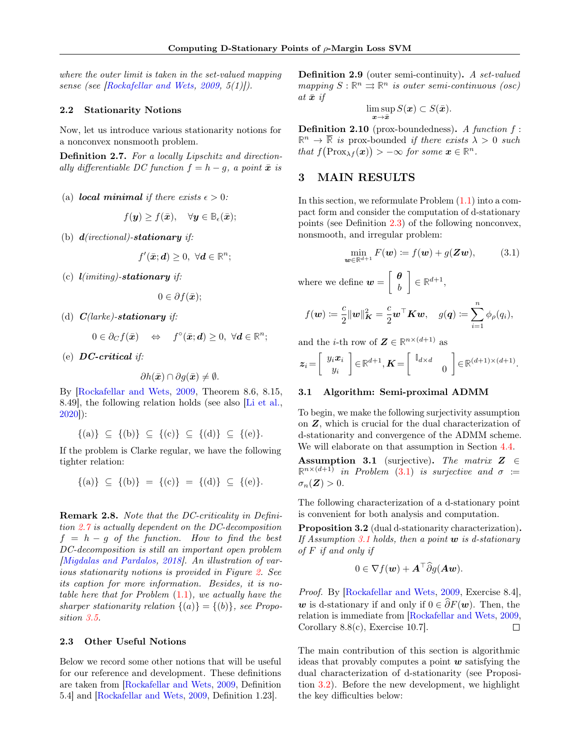where the outer limit is taken in the set-valued mapping sense (see [Rockafellar and Wets, 2009, 5(1)]).

### 2.2 Stationarity Notions

Now, let us introduce various stationarity notions for a nonconvex nonsmooth problem.

**Definition 2.7.** *For a locally Lipschitz and directionally differentiable DC function $f = h - g$, a point $\bar{\boldsymbol{x}}$ is*

(a) ***local minimal*** *if there exists $\epsilon > 0$:*

$$f(\boldsymbol{y}) \geq f(\bar{\boldsymbol{x}}), \quad \forall \boldsymbol{y} \in \mathbb{B}_\epsilon(\bar{\boldsymbol{x}});$$

(b) ***d****(irectional)*-***stationary*** *if:*

$$f'(\bar{\boldsymbol{x}}; \boldsymbol{d}) \geq 0, \ \forall \boldsymbol{d} \in \mathbb{R}^n;$$

(c) ***l****(imiting)*-***stationary*** *if:*

$$0 \in \partial f(\bar{\boldsymbol{x}});$$

(d) ***C****(larke)*-***stationary*** *if:*

$$0 \in \partial_C f(\bar{\boldsymbol{x}}) \quad \Leftrightarrow \quad f^\circ(\bar{\boldsymbol{x}}; \boldsymbol{d}) \geq 0, \ \forall \boldsymbol{d} \in \mathbb{R}^n;$$

(e) ***DC-critical*** *if:*

$$\partial h(\bar{\boldsymbol{x}}) \cap \partial g(\bar{\boldsymbol{x}}) \neq \emptyset.$$

By [Rockafellar and Wets, 2009, Theorem 8.6, 8.15, 8.49], the following relation holds (see also [Li et al., 2020]):

$$\{(a)\} \subseteq \{(b)\} \subseteq \{(c)\} \subseteq \{(d)\} \subseteq \{(e)\}.$$

If the problem is Clarke regular, we have the following tighter relation:

$$\{(a)\} \subseteq \{(b)\} = \{(c)\} = \{(d)\} \subseteq \{(e)\}.$$

**Remark 2.8.** *Note that the DC-criticality in Definition 2.7 is actually dependent on the DC-decomposition $f = h - g$ of the function. How to find the best DC-decomposition is still an important open problem [Migdalas and Pardalos, 2018]. An illustration of various stationarity notions is provided in Figure 2. See its caption for more information. Besides, it is notable here that for Problem (1.1), we actually have the sharper stationarity relation $\{(a)\} = \{(b)\}$, see Proposition 3.5.*

### 2.3 Other Useful Notions

Below we record some other notions that will be useful for our reference and development. These definitions are taken from [Rockafellar and Wets, 2009, Definition 5.4] and [Rockafellar and Wets, 2009, Definition 1.23].

**Definition 2.9** (outer semi-continuity)**.** *A set-valued mapping $S : \mathbb{R}^n \rightrightarrows \mathbb{R}^n$ is outer semi-continuous (osc) at $\bar{\boldsymbol{x}}$ if*

$$\limsup_{\boldsymbol{x} \to \bar{\boldsymbol{x}}} S(\boldsymbol{x}) \subset S(\bar{\boldsymbol{x}}).$$

**Definition 2.10** (prox-boundedness)**.** *A function $f : \mathbb{R}^n \to \overline{\mathbb{R}}$ is* prox-bounded *if there exists $\lambda > 0$ such that $f\big(\mathrm{Prox}_{\lambda f}(\boldsymbol{x})\big) > -\infty$ for some $\boldsymbol{x} \in \mathbb{R}^n$.*

## 3 MAIN RESULTS

In this section, we reformulate Problem (1.1) into a compact form and consider the computation of d-stationary points (see Definition 2.3) of the following nonconvex, nonsmooth, and irregular problem:

$$\min_{\boldsymbol{w} \in \mathbb{R}^{d+1}} F(\boldsymbol{w}) \coloneqq f(\boldsymbol{w}) + g(\boldsymbol{Z}\boldsymbol{w}), \tag{3.1}$$

where we define $\boldsymbol{w} = \begin{bmatrix} \boldsymbol{\theta} \\ b \end{bmatrix} \in \mathbb{R}^{d+1}$,

$$f(\boldsymbol{w}) \coloneqq \frac{c}{2}\|\boldsymbol{w}\|^2_{\boldsymbol{K}} = \frac{c}{2}\boldsymbol{w}^\top \boldsymbol{K}\boldsymbol{w}, \quad g(\boldsymbol{q}) \coloneqq \sum_{i=1}^n \phi_\rho(q_i),$$

and the $i$-th row of $\boldsymbol{Z} \in \mathbb{R}^{n \times (d+1)}$ as

$$\boldsymbol{z}_i = \begin{bmatrix} y_i \boldsymbol{x}_i \\ y_i \end{bmatrix} \in \mathbb{R}^{d+1}, \boldsymbol{K} = \begin{bmatrix} \mathbb{I}_{d \times d} & \\ & 0 \end{bmatrix} \in \mathbb{R}^{(d+1) \times (d+1)}.$$

### 3.1 Algorithm: Semi-proximal ADMM

To begin, we make the following surjectivity assumption on $\boldsymbol{Z}$, which is crucial for the dual characterization of d-stationarity and convergence of the ADMM scheme. We will elaborate on that assumption in Section 4.4.

**Assumption 3.1** (surjective)**.** *The matrix $\boldsymbol{Z} \in \mathbb{R}^{n \times (d+1)}$ in Problem (3.1) is surjective and $\sigma \coloneqq \sigma_n(\boldsymbol{Z}) > 0$.*

The following characterization of a d-stationary point is convenient for both analysis and computation.

**Proposition 3.2** (dual d-stationarity characterization)**.** *If Assumption 3.1 holds, then a point $\boldsymbol{w}$ is d-stationary of $F$ if and only if*

$$0 \in \nabla f(\boldsymbol{w}) + \boldsymbol{A}^\top \widehat{\partial} g(\boldsymbol{A}\boldsymbol{w}).$$

*Proof.* By [Rockafellar and Wets, 2009, Exercise 8.4], $\boldsymbol{w}$ is d-stationary if and only if $0 \in \widehat{\partial} F(\boldsymbol{w})$. Then, the relation is immediate from [Rockafellar and Wets, 2009, Corollary 8.8(c), Exercise 10.7]. □

The main contribution of this section is algorithmic ideas that provably computes a point $\boldsymbol{w}$ satisfying the dual characterization of d-stationarity (see Proposition 3.2). Before the new development, we highlight the key difficulties below: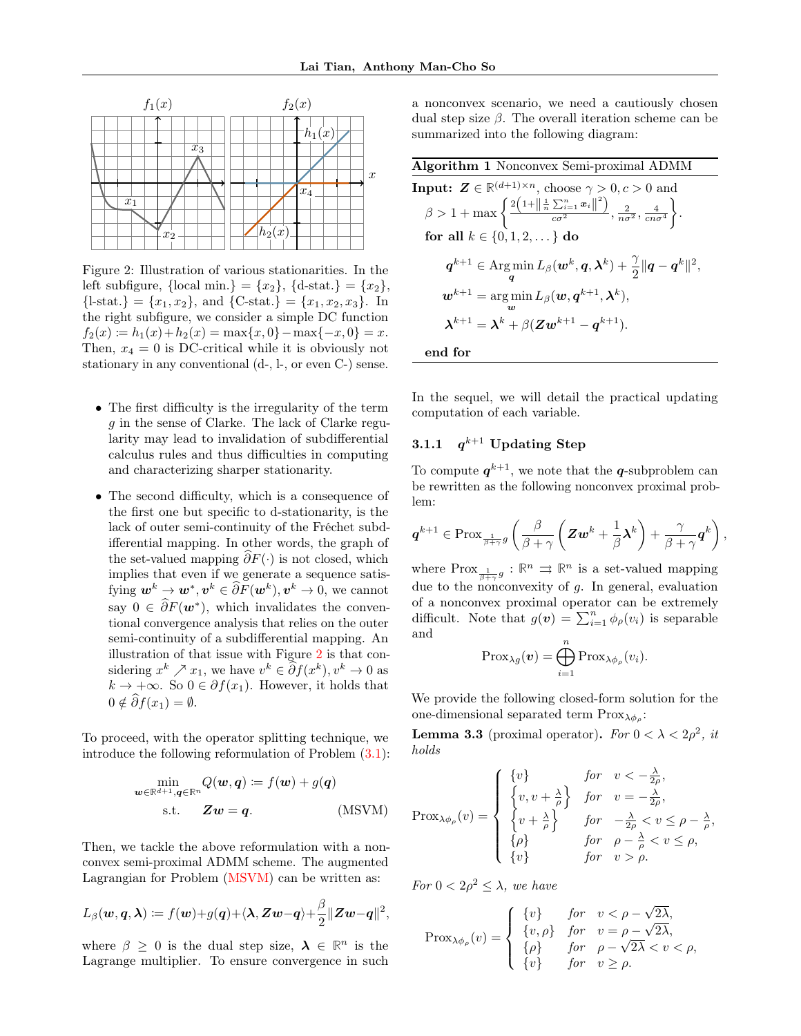Figure 2: Illustration of various stationarities. In the left subfigure, {local min.} = $\{x_2\}$, {d-stat.} = $\{x_2\}$, {l-stat.} = $\{x_1, x_2\}$, and {C-stat.} = $\{x_1, x_2, x_3\}$. In the right subfigure, we consider a simple DC function $f_2(x) \coloneqq h_1(x)+h_2(x) = \max\{x, 0\}-\max\{-x, 0\} = x$. Then, $x_4 = 0$ is DC-critical while it is obviously not stationary in any conventional (d-, l-, or even C-) sense.

- The first difficulty is the irregularity of the term $g$ in the sense of Clarke. The lack of Clarke regularity may lead to invalidation of subdifferential calculus rules and thus difficulties in computing and characterizing sharper stationarity.
- The second difficulty, which is a consequence of the first one but specific to d-stationarity, is the lack of outer semi-continuity of the Fréchet subdifferential mapping. In other words, the graph of the set-valued mapping $\widehat{\partial} F(\cdot)$ is not closed, which implies that even if we generate a sequence satisfying $\boldsymbol{w}^k \to \boldsymbol{w}^*, \boldsymbol{v}^k \in \widehat{\partial} F(\boldsymbol{w}^k), \boldsymbol{v}^k \to 0$, we cannot say $0 \in \widehat{\partial} F(\boldsymbol{w}^*)$, which invalidates the conventional convergence analysis that relies on the outer semi-continuity of a subdifferential mapping. An illustration of that issue with Figure 2 is that considering $x^k \nearrow x_1$, we have $v^k \in \widehat{\partial} f(x^k), v^k \to 0$ as $k \to +\infty$. So $0 \in \partial f(x_1)$. However, it holds that $0 \notin \widehat{\partial} f(x_1) = \emptyset$.

To proceed, with the operator splitting technique, we introduce the following reformulation of Problem (3.1):

$$
\begin{aligned}
\min_{\boldsymbol{w}\in\mathbb{R}^{d+1}, \boldsymbol{q}\in\mathbb{R}^n} \; & Q(\boldsymbol{w}, \boldsymbol{q}) \coloneqq f(\boldsymbol{w}) + g(\boldsymbol{q}) \\
\text{s.t.} \quad & \boldsymbol{Z}\boldsymbol{w} = \boldsymbol{q}. \qquad \text{(MSVM)}
\end{aligned}
$$

Then, we tackle the above reformulation with a nonconvex semi-proximal ADMM scheme. The augmented Lagrangian for Problem (MSVM) can be written as:

$$
L_\beta(\boldsymbol{w}, \boldsymbol{q}, \boldsymbol{\lambda}) \coloneqq f(\boldsymbol{w}) + g(\boldsymbol{q}) + \langle \boldsymbol{\lambda}, \boldsymbol{Z}\boldsymbol{w} - \boldsymbol{q}\rangle + \frac{\beta}{2}\|\boldsymbol{Z}\boldsymbol{w} - \boldsymbol{q}\|^2,
$$

where $\beta \geq 0$ is the dual step size, $\boldsymbol{\lambda} \in \mathbb{R}^n$ is the Lagrange multiplier. To ensure convergence in such a nonconvex scenario, we need a cautiously chosen dual step size $\beta$. The overall iteration scheme can be summarized into the following diagram:

---

**Algorithm 1** Nonconvex Semi-proximal ADMM

---

**Input:** $\boldsymbol{Z} \in \mathbb{R}^{(d+1)\times n}$, choose $\gamma > 0, c > 0$ and $\beta > 1 + \max\left\{\frac{2\left(1+\left\|\frac{1}{n}\sum_{i=1}^n \boldsymbol{x}_i\right\|^2\right)}{c\sigma^2}, \frac{2}{n\sigma^2}, \frac{4}{cn\sigma^4}\right\}$.

**for all** $k \in \{0, 1, 2, \dots\}$ **do**

$$
\boldsymbol{q}^{k+1} \in \operatorname*{Arg\,min}_{\boldsymbol{q}} L_\beta(\boldsymbol{w}^k, \boldsymbol{q}, \boldsymbol{\lambda}^k) + \frac{\gamma}{2}\|\boldsymbol{q} - \boldsymbol{q}^k\|^2,
$$

$$
\boldsymbol{w}^{k+1} = \operatorname*{arg\,min}_{\boldsymbol{w}} L_\beta(\boldsymbol{w}, \boldsymbol{q}^{k+1}, \boldsymbol{\lambda}^k),
$$

$$
\boldsymbol{\lambda}^{k+1} = \boldsymbol{\lambda}^k + \beta(\boldsymbol{Z}\boldsymbol{w}^{k+1} - \boldsymbol{q}^{k+1}).
$$

**end for**

---

In the sequel, we will detail the practical updating computation of each variable.

### 3.1.1 $\boldsymbol{q}^{k+1}$ Updating Step

To compute $\boldsymbol{q}^{k+1}$, we note that the $\boldsymbol{q}$-subproblem can be rewritten as the following nonconvex proximal problem:

$$
\boldsymbol{q}^{k+1} \in \operatorname{Prox}_{\frac{1}{\beta+\gamma}g}\left(\frac{\beta}{\beta+\gamma}\left(\boldsymbol{Z}\boldsymbol{w}^k + \frac{1}{\beta}\boldsymbol{\lambda}^k\right) + \frac{\gamma}{\beta+\gamma}\boldsymbol{q}^k\right),
$$

where $\operatorname{Prox}_{\frac{1}{\beta+\gamma}g} : \mathbb{R}^n \rightrightarrows \mathbb{R}^n$ is a set-valued mapping due to the nonconvexity of $g$. In general, evaluation of a nonconvex proximal operator can be extremely difficult. Note that $g(\boldsymbol{v}) = \sum_{i=1}^n \phi_\rho(v_i)$ is separable and

$$
\operatorname{Prox}_{\lambda g}(\boldsymbol{v}) = \bigoplus_{i=1}^n \operatorname{Prox}_{\lambda\phi_\rho}(v_i).
$$

We provide the following closed-form solution for the one-dimensional separated term $\operatorname{Prox}_{\lambda\phi_\rho}$:

**Lemma 3.3** (proximal operator)**.** *For $0 < \lambda < 2\rho^2$, it holds*

$$
\operatorname{Prox}_{\lambda\phi_\rho}(v) = \begin{cases}
\{v\} & \text{for} \quad v < -\frac{\lambda}{2\rho}, \\
\left\{v, v + \frac{\lambda}{\rho}\right\} & \text{for} \quad v = -\frac{\lambda}{2\rho}, \\
\left\{v + \frac{\lambda}{\rho}\right\} & \text{for} \quad -\frac{\lambda}{2\rho} < v \leq \rho - \frac{\lambda}{\rho}, \\
\{\rho\} & \text{for} \quad \rho - \frac{\lambda}{\rho} < v \leq \rho, \\
\{v\} & \text{for} \quad v > \rho.
\end{cases}
$$

*For $0 < 2\rho^2 \leq \lambda$, we have*

$$
\operatorname{Prox}_{\lambda\phi_\rho}(v) = \begin{cases}
\{v\} & \text{for} \quad v < \rho - \sqrt{2\lambda}, \\
\{v, \rho\} & \text{for} \quad v = \rho - \sqrt{2\lambda}, \\
\{\rho\} & \text{for} \quad \rho - \sqrt{2\lambda} < v < \rho, \\
\{v\} & \text{for} \quad v \geq \rho.
\end{cases}
$$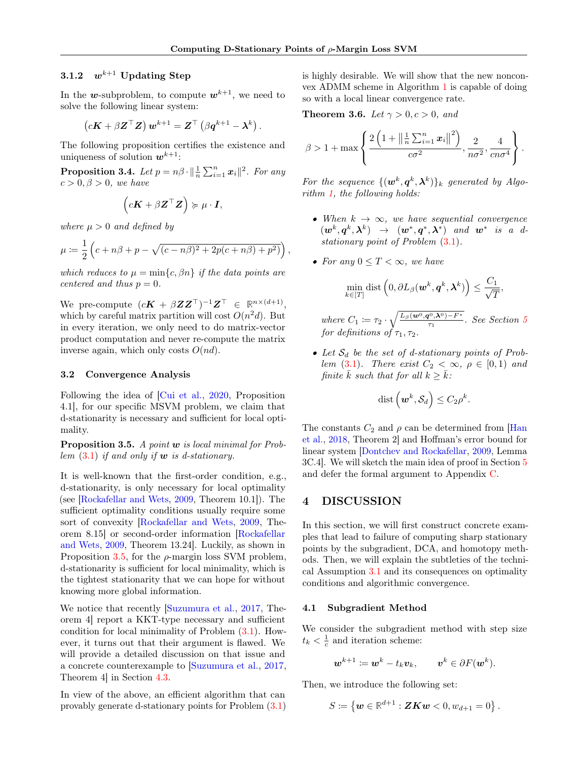### 3.1.2 $\boldsymbol{w}^{k+1}$ Updating Step

In the $\boldsymbol{w}$-subproblem, to compute $\boldsymbol{w}^{k+1}$, we need to solve the following linear system:

$$\left(c\boldsymbol{K} + \beta \boldsymbol{Z}^\top \boldsymbol{Z}\right) \boldsymbol{w}^{k+1} = \boldsymbol{Z}^\top \left(\beta \boldsymbol{q}^{k+1} - \boldsymbol{\lambda}^k\right).$$

The following proposition certifies the existence and uniqueness of solution $\boldsymbol{w}^{k+1}$:

**Proposition 3.4.** *Let $p = n\beta \cdot \|\frac{1}{n}\sum_{i=1}^n \boldsymbol{x}_i\|^2$. For any $c > 0, \beta > 0$, we have*

$$\left(c\boldsymbol{K} + \beta \boldsymbol{Z}^\top \boldsymbol{Z}\right) \succcurlyeq \mu \cdot \boldsymbol{I},$$

*where $\mu > 0$ and defined by*

$$\mu := \frac{1}{2}\left(c + n\beta + p - \sqrt{(c - n\beta)^2 + 2p(c + n\beta) + p^2)}\right),$$

*which reduces to $\mu = \min\{c, \beta n\}$ if the data points are centered and thus $p = 0$.*

We pre-compute $(c\boldsymbol{K} + \beta \boldsymbol{Z}\boldsymbol{Z}^\top)^{-1}\boldsymbol{Z}^\top \in \mathbb{R}^{n\times(d+1)}$, which by careful matrix partition will cost $O(n^2 d)$. But in every iteration, we only need to do matrix-vector product computation and never re-compute the matrix inverse again, which only costs $O(nd)$.

### 3.2 Convergence Analysis

Following the idea of [Cui et al., 2020, Proposition 4.1], for our specific MSVM problem, we claim that d-stationarity is necessary and sufficient for local optimality.

**Proposition 3.5.** *A point $\boldsymbol{w}$ is local minimal for Problem (3.1) if and only if $\boldsymbol{w}$ is d-stationary.*

It is well-known that the first-order condition, e.g., d-stationarity, is only necessary for local optimality (see [Rockafellar and Wets, 2009, Theorem 10.1]). The sufficient optimality conditions usually require some sort of convexity [Rockafellar and Wets, 2009, Theorem 8.15] or second-order information [Rockafellar and Wets, 2009, Theorem 13.24]. Luckily, as shown in Proposition 3.5, for the $\rho$-margin loss SVM problem, d-stationarity is sufficient for local minimality, which is the tightest stationarity that we can hope for without knowing more global information.

We notice that recently [Suzumura et al., 2017, Theorem 4] report a KKT-type necessary and sufficient condition for local minimality of Problem (3.1). However, it turns out that their argument is flawed. We will provide a detailed discussion on that issue and a concrete counterexample to [Suzumura et al., 2017, Theorem 4] in Section 4.3.

In view of the above, an efficient algorithm that can provably generate d-stationary points for Problem (3.1) is highly desirable. We will show that the new nonconvex ADMM scheme in Algorithm 1 is capable of doing so with a local linear convergence rate.

**Theorem 3.6.** *Let $\gamma > 0, c > 0$, and*

$$\beta > 1 + \max\left\{\frac{2\left(1 + \left\|\frac{1}{n}\sum_{i=1}^n \boldsymbol{x}_i\right\|^2\right)}{c\sigma^2}, \frac{2}{n\sigma^2}, \frac{4}{cn\sigma^4}\right\}.$$

*For the sequence $\{(\boldsymbol{w}^k, \boldsymbol{q}^k, \boldsymbol{\lambda}^k)\}_k$ generated by Algorithm 1, the following holds:*

- *When $k \to \infty$, we have sequential convergence $(\boldsymbol{w}^k, \boldsymbol{q}^k, \boldsymbol{\lambda}^k) \to (\boldsymbol{w}^*, \boldsymbol{q}^*, \boldsymbol{\lambda}^*)$ and $\boldsymbol{w}^*$ is a d-stationary point of Problem (3.1).*
- *For any $0 \le T < \infty$, we have*

$$\min_{k\in[T]} \operatorname{dist}\left(0, \partial L_\beta(\boldsymbol{w}^k, \boldsymbol{q}^k, \boldsymbol{\lambda}^k)\right) \le \frac{C_1}{\sqrt{T}},$$

  *where $C_1 := \tau_2 \cdot \sqrt{\frac{L_\beta(\boldsymbol{w}^0, \boldsymbol{q}^0, \boldsymbol{\lambda}^0) - F^*}{\tau_1}}$. See Section 5 for definitions of $\tau_1, \tau_2$.*
- *Let $\mathcal{S}_d$ be the set of d-stationary points of Problem (3.1). There exist $C_2 < \infty$, $\rho \in [0, 1)$ and finite $\bar{k}$ such that for all $k \ge \bar{k}$:*

$$\operatorname{dist}\left(\boldsymbol{w}^k, \mathcal{S}_d\right) \le C_2 \rho^k.$$

The constants $C_2$ and $\rho$ can be determined from [Han et al., 2018, Theorem 2] and Hoffman's error bound for linear system [Dontchev and Rockafellar, 2009, Lemma 3C.4]. We will sketch the main idea of proof in Section 5 and defer the formal argument to Appendix C.

## 4 DISCUSSION

In this section, we will first construct concrete examples that lead to failure of computing sharp stationary points by the subgradient, DCA, and homotopy methods. Then, we will explain the subtleties of the technical Assumption 3.1 and its consequences on optimality conditions and algorithmic convergence.

### 4.1 Subgradient Method

We consider the subgradient method with step size $t_k < \frac{1}{c}$ and iteration scheme:

$$\boldsymbol{w}^{k+1} := \boldsymbol{w}^k - t_k \boldsymbol{v}_k, \qquad \boldsymbol{v}^k \in \partial F(\boldsymbol{w}^k).$$

Then, we introduce the following set:

$$S := \left\{\boldsymbol{w} \in \mathbb{R}^{d+1} : \boldsymbol{Z}\boldsymbol{K}\boldsymbol{w} < 0, w_{d+1} = 0\right\}.$$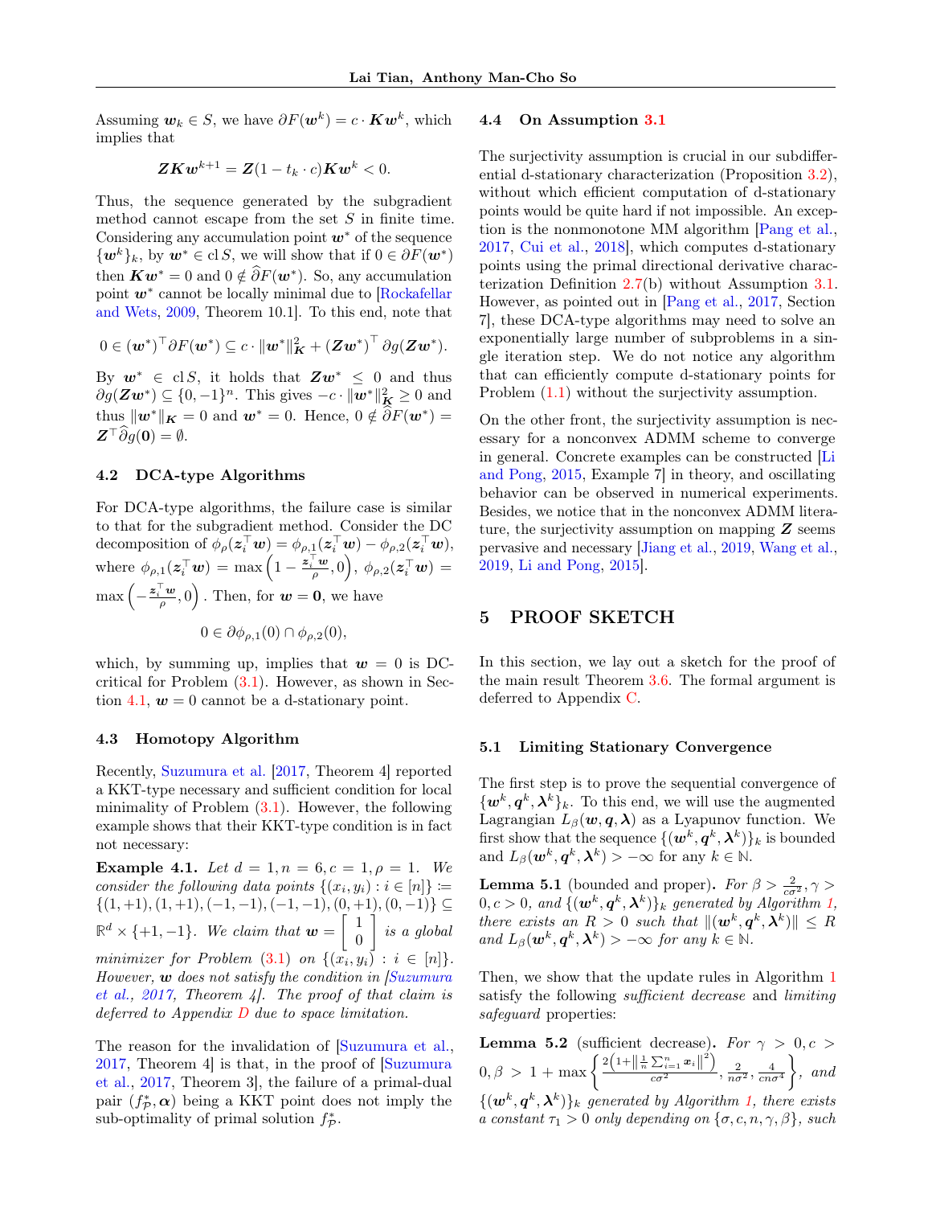Assuming $\boldsymbol{w}_k \in S$, we have $\partial F(\boldsymbol{w}^k) = c \cdot \boldsymbol{K}\boldsymbol{w}^k$, which implies that

$$\boldsymbol{Z}\boldsymbol{K}\boldsymbol{w}^{k+1} = \boldsymbol{Z}(1 - t_k \cdot c)\boldsymbol{K}\boldsymbol{w}^k < 0.$$

Thus, the sequence generated by the subgradient method cannot escape from the set $S$ in finite time. Considering any accumulation point $\boldsymbol{w}^*$ of the sequence $\{\boldsymbol{w}^k\}_k$, by $\boldsymbol{w}^* \in \operatorname{cl} S$, we will show that if $0 \in \partial F(\boldsymbol{w}^*)$ then $\boldsymbol{K}\boldsymbol{w}^* = 0$ and $0 \notin \widehat{\partial} F(\boldsymbol{w}^*)$. So, any accumulation point $\boldsymbol{w}^*$ cannot be locally minimal due to [Rockafellar and Wets, 2009, Theorem 10.1]. To this end, note that

$$0 \in (\boldsymbol{w}^*)^\top \partial F(\boldsymbol{w}^*) \subseteq c \cdot \|\boldsymbol{w}^*\|_{\boldsymbol{K}}^2 + (\boldsymbol{Z}\boldsymbol{w}^*)^\top \partial g(\boldsymbol{Z}\boldsymbol{w}^*).$$

By $\boldsymbol{w}^* \in \operatorname{cl} S$, it holds that $\boldsymbol{Z}\boldsymbol{w}^* \leq 0$ and thus $\partial g(\boldsymbol{Z}\boldsymbol{w}^*) \subseteq \{0, -1\}^n$. This gives $-c \cdot \|\boldsymbol{w}^*\|_{\boldsymbol{K}}^2 \geq 0$ and thus $\|\boldsymbol{w}^*\|_{\boldsymbol{K}} = 0$ and $\boldsymbol{w}^* = 0$. Hence, $0 \notin \widehat{\partial} F(\boldsymbol{w}^*) = \boldsymbol{Z}^\top \widehat{\partial} g(\boldsymbol{0}) = \emptyset$.

### 4.2 DCA-type Algorithms

For DCA-type algorithms, the failure case is similar to that for the subgradient method. Consider the DC decomposition of $\phi_\rho(\boldsymbol{z}_i^\top \boldsymbol{w}) = \phi_{\rho,1}(\boldsymbol{z}_i^\top \boldsymbol{w}) - \phi_{\rho,2}(\boldsymbol{z}_i^\top \boldsymbol{w})$, where $\phi_{\rho,1}(\boldsymbol{z}_i^\top \boldsymbol{w}) = \max\left(1 - \frac{\boldsymbol{z}_i^\top \boldsymbol{w}}{\rho}, 0\right)$, $\phi_{\rho,2}(\boldsymbol{z}_i^\top \boldsymbol{w}) = \max\left(-\frac{\boldsymbol{z}_i^\top \boldsymbol{w}}{\rho}, 0\right)$. Then, for $\boldsymbol{w} = \boldsymbol{0}$, we have

$$0 \in \partial \phi_{\rho,1}(0) \cap \phi_{\rho,2}(0),$$

which, by summing up, implies that $\boldsymbol{w} = 0$ is DC-critical for Problem (3.1). However, as shown in Section 4.1, $\boldsymbol{w} = 0$ cannot be a d-stationary point.

### 4.3 Homotopy Algorithm

Recently, Suzumura et al. [2017, Theorem 4] reported a KKT-type necessary and sufficient condition for local minimality of Problem (3.1). However, the following example shows that their KKT-type condition is in fact not necessary:

**Example 4.1.** *Let $d = 1, n = 6, c = 1, \rho = 1$. We consider the following data points $\{(x_i, y_i) : i \in [n]\} \coloneqq \{(1, +1), (1, +1), (-1, -1), (-1, -1), (0, +1), (0, -1)\} \subseteq \mathbb{R}^d \times \{+1, -1\}$. We claim that $\boldsymbol{w} = \begin{bmatrix} 1 \\ 0 \end{bmatrix}$ is a global minimizer for Problem (3.1) on $\{(x_i, y_i) : i \in [n]\}$. However, $\boldsymbol{w}$ does not satisfy the condition in [Suzumura et al., 2017, Theorem 4]. The proof of that claim is deferred to Appendix D due to space limitation.*

The reason for the invalidation of [Suzumura et al., 2017, Theorem 4] is that, in the proof of [Suzumura et al., 2017, Theorem 3], the failure of a primal-dual pair $(f_{\mathcal{P}}^*, \boldsymbol{\alpha})$ being a KKT point does not imply the sub-optimality of primal solution $f_{\mathcal{P}}^*$.

### 4.4 On Assumption 3.1

The surjectivity assumption is crucial in our subdifferential d-stationary characterization (Proposition 3.2), without which efficient computation of d-stationary points would be quite hard if not impossible. An exception is the nonmonotone MM algorithm [Pang et al., 2017, Cui et al., 2018], which computes d-stationary points using the primal directional derivative characterization Definition 2.7(b) without Assumption 3.1. However, as pointed out in [Pang et al., 2017, Section 7], these DCA-type algorithms may need to solve an exponentially large number of subproblems in a single iteration step. We do not notice any algorithm that can efficiently compute d-stationary points for Problem (1.1) without the surjectivity assumption.

On the other front, the surjectivity assumption is necessary for a nonconvex ADMM scheme to converge in general. Concrete examples can be constructed [Li and Pong, 2015, Example 7] in theory, and oscillating behavior can be observed in numerical experiments. Besides, we notice that in the nonconvex ADMM literature, the surjectivity assumption on mapping $\boldsymbol{Z}$ seems pervasive and necessary [Jiang et al., 2019, Wang et al., 2019, Li and Pong, 2015].

## 5 PROOF SKETCH

In this section, we lay out a sketch for the proof of the main result Theorem 3.6. The formal argument is deferred to Appendix C.

### 5.1 Limiting Stationary Convergence

The first step is to prove the sequential convergence of $\{\boldsymbol{w}^k, \boldsymbol{q}^k, \boldsymbol{\lambda}^k\}_k$. To this end, we will use the augmented Lagrangian $L_\beta(\boldsymbol{w}, \boldsymbol{q}, \boldsymbol{\lambda})$ as a Lyapunov function. We first show that the sequence $\{(\boldsymbol{w}^k, \boldsymbol{q}^k, \boldsymbol{\lambda}^k)\}_k$ is bounded and $L_\beta(\boldsymbol{w}^k, \boldsymbol{q}^k, \boldsymbol{\lambda}^k) > -\infty$ for any $k \in \mathbb{N}$.

**Lemma 5.1** (bounded and proper). *For $\beta > \frac{2}{c\sigma^2}, \gamma > 0, c > 0$, and $\{(\boldsymbol{w}^k, \boldsymbol{q}^k, \boldsymbol{\lambda}^k)\}_k$ generated by Algorithm 1, there exists an $R > 0$ such that $\|(\boldsymbol{w}^k, \boldsymbol{q}^k, \boldsymbol{\lambda}^k)\| \leq R$ and $L_\beta(\boldsymbol{w}^k, \boldsymbol{q}^k, \boldsymbol{\lambda}^k) > -\infty$ for any $k \in \mathbb{N}$.*

Then, we show that the update rules in Algorithm 1 satisfy the following *sufficient decrease* and *limiting safeguard* properties:

**Lemma 5.2** (sufficient decrease). *For $\gamma > 0, c > 0, \beta > 1 + \max\left\{\frac{2\left(1 + \left\|\frac{1}{n}\sum_{i=1}^n \boldsymbol{x}_i\right\|^2\right)}{c\sigma^2}, \frac{2}{n\sigma^2}, \frac{4}{cn\sigma^4}\right\}$, and $\{(\boldsymbol{w}^k, \boldsymbol{q}^k, \boldsymbol{\lambda}^k)\}_k$ generated by Algorithm 1, there exists a constant $\tau_1 > 0$ only depending on $\{\sigma, c, n, \gamma, \beta\}$, such*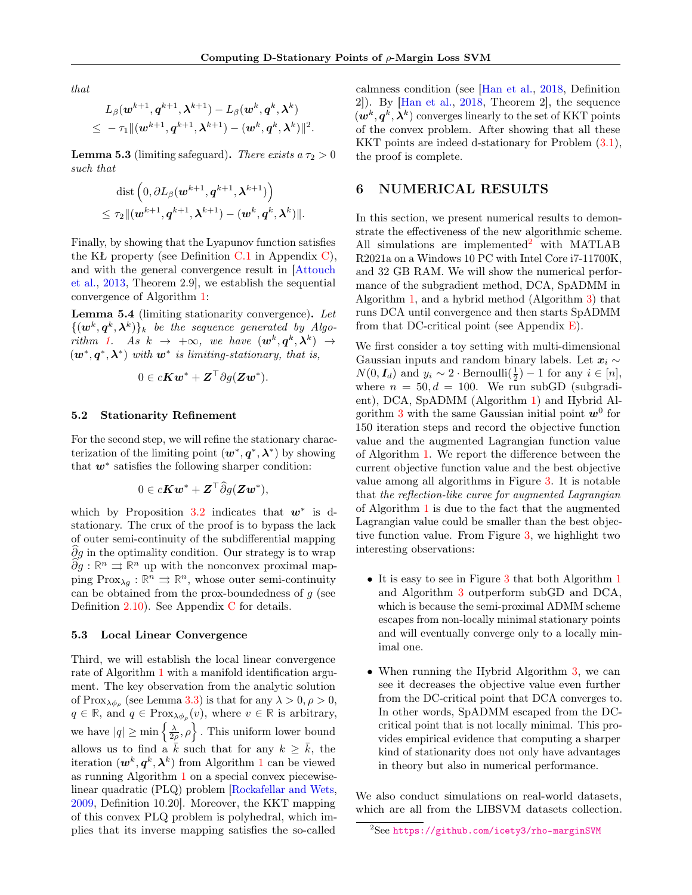that

$$
\begin{aligned}
&L_\beta(\boldsymbol{w}^{k+1}, \boldsymbol{q}^{k+1}, \boldsymbol{\lambda}^{k+1}) - L_\beta(\boldsymbol{w}^k, \boldsymbol{q}^k, \boldsymbol{\lambda}^k) \\
&\leq -\tau_1 \|(\boldsymbol{w}^{k+1}, \boldsymbol{q}^{k+1}, \boldsymbol{\lambda}^{k+1}) - (\boldsymbol{w}^k, \boldsymbol{q}^k, \boldsymbol{\lambda}^k)\|^2.
\end{aligned}
$$

**Lemma 5.3** (limiting safeguard)**.** *There exists a $\tau_2 > 0$ such that*

$$
\begin{aligned}
&\operatorname{dist}\left(0, \partial L_\beta(\boldsymbol{w}^{k+1}, \boldsymbol{q}^{k+1}, \boldsymbol{\lambda}^{k+1})\right) \\
&\leq \tau_2 \|(\boldsymbol{w}^{k+1}, \boldsymbol{q}^{k+1}, \boldsymbol{\lambda}^{k+1}) - (\boldsymbol{w}^k, \boldsymbol{q}^k, \boldsymbol{\lambda}^k)\|.
\end{aligned}
$$

Finally, by showing that the Lyapunov function satisfies the KŁ property (see Definition C.1 in Appendix C), and with the general convergence result in [Attouch et al., 2013, Theorem 2.9], we establish the sequential convergence of Algorithm 1:

**Lemma 5.4** (limiting stationarity convergence)**.** *Let $\{(\boldsymbol{w}^k, \boldsymbol{q}^k, \boldsymbol{\lambda}^k)\}_k$ be the sequence generated by Algorithm 1. As $k \to +\infty$, we have $(\boldsymbol{w}^k, \boldsymbol{q}^k, \boldsymbol{\lambda}^k) \to (\boldsymbol{w}^*, \boldsymbol{q}^*, \boldsymbol{\lambda}^*)$ with $\boldsymbol{w}^*$ is limiting-stationary, that is,*

$$
0 \in c\boldsymbol{K}\boldsymbol{w}^* + \boldsymbol{Z}^\top \partial g(\boldsymbol{Z}\boldsymbol{w}^*).
$$

### 5.2 Stationarity Refinement

For the second step, we will refine the stationary characterization of the limiting point $(\boldsymbol{w}^*, \boldsymbol{q}^*, \boldsymbol{\lambda}^*)$ by showing that $\boldsymbol{w}^*$ satisfies the following sharper condition:

$$
0 \in c\boldsymbol{K}\boldsymbol{w}^* + \boldsymbol{Z}^\top \widehat{\partial} g(\boldsymbol{Z}\boldsymbol{w}^*),
$$

which by Proposition 3.2 indicates that $\boldsymbol{w}^*$ is d-stationary. The crux of the proof is to bypass the lack of outer semi-continuity of the subdifferential mapping $\widehat{\partial} g$ in the optimality condition. Our strategy is to wrap $\widehat{\partial} g : \mathbb{R}^n \rightrightarrows \mathbb{R}^n$ up with the nonconvex proximal mapping $\operatorname{Prox}_{\lambda g} : \mathbb{R}^n \rightrightarrows \mathbb{R}^n$, whose outer semi-continuity can be obtained from the prox-boundedness of $g$ (see Definition 2.10). See Appendix C for details.

### 5.3 Local Linear Convergence

Third, we will establish the local linear convergence rate of Algorithm 1 with a manifold identification argument. The key observation from the analytic solution of $\operatorname{Prox}_{\lambda\phi_\rho}$ (see Lemma 3.3) is that for any $\lambda > 0, \rho > 0$, $q \in \mathbb{R}$, and $q \in \operatorname{Prox}_{\lambda\phi_\rho}(v)$, where $v \in \mathbb{R}$ is arbitrary, we have $|q| \geq \min\left\{\frac{\lambda}{2\rho}, \rho\right\}$. This uniform lower bound allows us to find a $\bar{k}$ such that for any $k \geq \bar{k}$, the iteration $(\boldsymbol{w}^k, \boldsymbol{q}^k, \boldsymbol{\lambda}^k)$ from Algorithm 1 can be viewed as running Algorithm 1 on a special convex piecewise-linear quadratic (PLQ) problem [Rockafellar and Wets, 2009, Definition 10.20]. Moreover, the KKT mapping of this convex PLQ problem is polyhedral, which implies that its inverse mapping satisfies the so-called calmness condition (see [Han et al., 2018, Definition 2]). By [Han et al., 2018, Theorem 2], the sequence $(\boldsymbol{w}^k, \boldsymbol{q}^k, \boldsymbol{\lambda}^k)$ converges linearly to the set of KKT points of the convex problem. After showing that all these KKT points are indeed d-stationary for Problem (3.1), the proof is complete.

## 6 NUMERICAL RESULTS

In this section, we present numerical results to demonstrate the effectiveness of the new algorithmic scheme. All simulations are implemented[2] with MATLAB R2021a on a Windows 10 PC with Intel Core i7-11700K, and 32 GB RAM. We will show the numerical performance of the subgradient method, DCA, SpADMM in Algorithm 1, and a hybrid method (Algorithm 3) that runs DCA until convergence and then starts SpADMM from that DC-critical point (see Appendix E).

We first consider a toy setting with multi-dimensional Gaussian inputs and random binary labels. Let $\boldsymbol{x}_i \sim N(0, \boldsymbol{I}_d)$ and $y_i \sim 2 \cdot \operatorname{Bernoulli}(\frac{1}{2}) - 1$ for any $i \in [n]$, where $n = 50, d = 100$. We run subGD (subgradient), DCA, SpADMM (Algorithm 1) and Hybrid Algorithm 3 with the same Gaussian initial point $\boldsymbol{w}^0$ for 150 iteration steps and record the objective function value and the augmented Lagrangian function value of Algorithm 1. We report the difference between the current objective function value and the best objective value among all algorithms in Figure 3. It is notable that *the reflection-like curve for augmented Lagrangian* of Algorithm 1 is due to the fact that the augmented Lagrangian value could be smaller than the best objective function value. From Figure 3, we highlight two interesting observations:

- It is easy to see in Figure 3 that both Algorithm 1 and Algorithm 3 outperform subGD and DCA, which is because the semi-proximal ADMM scheme escapes from non-locally minimal stationary points and will eventually converge only to a locally minimal one.
- When running the Hybrid Algorithm 3, we can see it decreases the objective value even further from the DC-critical point that DCA converges to. In other words, SpADMM escaped from the DC-critical point that is not locally minimal. This provides empirical evidence that computing a sharper kind of stationarity does not only have advantages in theory but also in numerical performance.

We also conduct simulations on real-world datasets, which are all from the LIBSVM datasets collection.

[2] See https://github.com/icety3/rho-marginSVM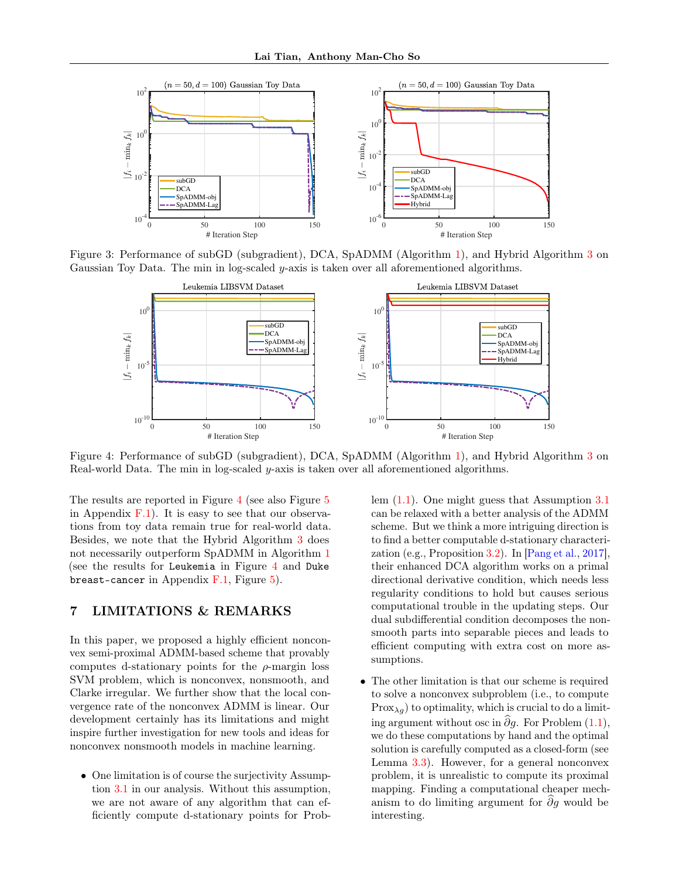Figure 3: Performance of subGD (subgradient), DCA, SpADMM (Algorithm 1), and Hybrid Algorithm 3 on Gaussian Toy Data. The min in log-scaled $y$-axis is taken over all aforementioned algorithms.

Figure 4: Performance of subGD (subgradient), DCA, SpADMM (Algorithm 1), and Hybrid Algorithm 3 on Real-world Data. The min in log-scaled $y$-axis is taken over all aforementioned algorithms.

The results are reported in Figure 4 (see also Figure 5 in Appendix F.1). It is easy to see that our observations from toy data remain true for real-world data. Besides, we note that the Hybrid Algorithm 3 does not necessarily outperform SpADMM in Algorithm 1 (see the results for `Leukemia` in Figure 4 and `Duke breast-cancer` in Appendix F.1, Figure 5).

## 7 LIMITATIONS & REMARKS

In this paper, we proposed a highly efficient nonconvex semi-proximal ADMM-based scheme that provably computes d-stationary points for the $\rho$-margin loss SVM problem, which is nonconvex, nonsmooth, and Clarke irregular. We further show that the local convergence rate of the nonconvex ADMM is linear. Our development certainly has its limitations and might inspire further investigation for new tools and ideas for nonconvex nonsmooth models in machine learning.

- One limitation is of course the surjectivity Assumption 3.1 in our analysis. Without this assumption, we are not aware of any algorithm that can efficiently compute d-stationary points for Problem (1.1). One might guess that Assumption 3.1 can be relaxed with a better analysis of the ADMM scheme. But we think a more intriguing direction is to find a better computable d-stationary characterization (e.g., Proposition 3.2). In [Pang et al., 2017], their enhanced DCA algorithm works on a primal directional derivative condition, which needs less regularity conditions to hold but causes serious computational trouble in the updating steps. Our dual subdifferential condition decomposes the nonsmooth parts into separable pieces and leads to efficient computing with extra cost on more assumptions.

- The other limitation is that our scheme is required to solve a nonconvex subproblem (i.e., to compute $\mathrm{Prox}_{\lambda g}$) to optimality, which is crucial to do a limiting argument without osc in $\widehat{\partial} g$. For Problem (1.1), we do these computations by hand and the optimal solution is carefully computed as a closed-form (see Lemma 3.3). However, for a general nonconvex problem, it is unrealistic to compute its proximal mapping. Finding a computational cheaper mechanism to do limiting argument for $\widehat{\partial} g$ would be interesting.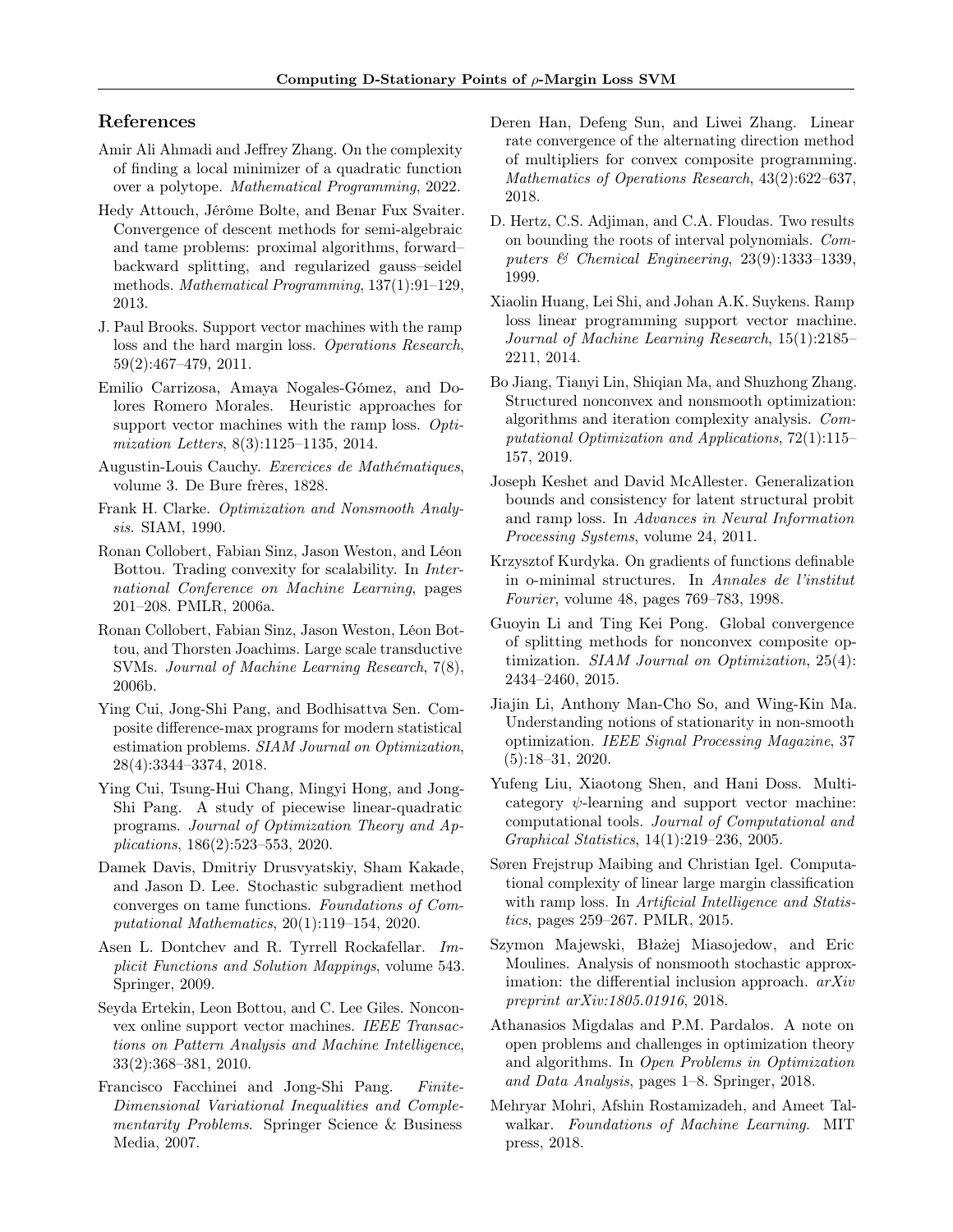## References

Amir Ali Ahmadi and Jeffrey Zhang. On the complexity of finding a local minimizer of a quadratic function over a polytope. *Mathematical Programming*, 2022.

Hedy Attouch, Jérôme Bolte, and Benar Fux Svaiter. Convergence of descent methods for semi-algebraic and tame problems: proximal algorithms, forward–backward splitting, and regularized gauss–seidel methods. *Mathematical Programming*, 137(1):91–129, 2013.

J. Paul Brooks. Support vector machines with the ramp loss and the hard margin loss. *Operations Research*, 59(2):467–479, 2011.

Emilio Carrizosa, Amaya Nogales-Gómez, and Dolores Romero Morales. Heuristic approaches for support vector machines with the ramp loss. *Optimization Letters*, 8(3):1125–1135, 2014.

Augustin-Louis Cauchy. *Exercices de Mathématiques*, volume 3. De Bure frères, 1828.

Frank H. Clarke. *Optimization and Nonsmooth Analysis*. SIAM, 1990.

Ronan Collobert, Fabian Sinz, Jason Weston, and Léon Bottou. Trading convexity for scalability. In *International Conference on Machine Learning*, pages 201–208. PMLR, 2006a.

Ronan Collobert, Fabian Sinz, Jason Weston, Léon Bottou, and Thorsten Joachims. Large scale transductive SVMs. *Journal of Machine Learning Research*, 7(8), 2006b.

Ying Cui, Jong-Shi Pang, and Bodhisattva Sen. Composite difference-max programs for modern statistical estimation problems. *SIAM Journal on Optimization*, 28(4):3344–3374, 2018.

Ying Cui, Tsung-Hui Chang, Mingyi Hong, and Jong-Shi Pang. A study of piecewise linear-quadratic programs. *Journal of Optimization Theory and Applications*, 186(2):523–553, 2020.

Damek Davis, Dmitriy Drusvyatskiy, Sham Kakade, and Jason D. Lee. Stochastic subgradient method converges on tame functions. *Foundations of Computational Mathematics*, 20(1):119–154, 2020.

Asen L. Dontchev and R. Tyrrell Rockafellar. *Implicit Functions and Solution Mappings*, volume 543. Springer, 2009.

Seyda Ertekin, Leon Bottou, and C. Lee Giles. Nonconvex online support vector machines. *IEEE Transactions on Pattern Analysis and Machine Intelligence*, 33(2):368–381, 2010.

Francisco Facchinei and Jong-Shi Pang. *Finite-Dimensional Variational Inequalities and Complementarity Problems*. Springer Science & Business Media, 2007.

Deren Han, Defeng Sun, and Liwei Zhang. Linear rate convergence of the alternating direction method of multipliers for convex composite programming. *Mathematics of Operations Research*, 43(2):622–637, 2018.

D. Hertz, C.S. Adjiman, and C.A. Floudas. Two results on bounding the roots of interval polynomials. *Computers & Chemical Engineering*, 23(9):1333–1339, 1999.

Xiaolin Huang, Lei Shi, and Johan A.K. Suykens. Ramp loss linear programming support vector machine. *Journal of Machine Learning Research*, 15(1):2185–2211, 2014.

Bo Jiang, Tianyi Lin, Shiqian Ma, and Shuzhong Zhang. Structured nonconvex and nonsmooth optimization: algorithms and iteration complexity analysis. *Computational Optimization and Applications*, 72(1):115–157, 2019.

Joseph Keshet and David McAllester. Generalization bounds and consistency for latent structural probit and ramp loss. In *Advances in Neural Information Processing Systems*, volume 24, 2011.

Krzysztof Kurdyka. On gradients of functions definable in o-minimal structures. In *Annales de l'institut Fourier*, volume 48, pages 769–783, 1998.

Guoyin Li and Ting Kei Pong. Global convergence of splitting methods for nonconvex composite optimization. *SIAM Journal on Optimization*, 25(4):2434–2460, 2015.

Jiajin Li, Anthony Man-Cho So, and Wing-Kin Ma. Understanding notions of stationarity in non-smooth optimization. *IEEE Signal Processing Magazine*, 37(5):18–31, 2020.

Yufeng Liu, Xiaotong Shen, and Hani Doss. Multicategory $\psi$-learning and support vector machine: computational tools. *Journal of Computational and Graphical Statistics*, 14(1):219–236, 2005.

Søren Frejstrup Maibing and Christian Igel. Computational complexity of linear large margin classification with ramp loss. In *Artificial Intelligence and Statistics*, pages 259–267. PMLR, 2015.

Szymon Majewski, Błażej Miasojedow, and Eric Moulines. Analysis of nonsmooth stochastic approximation: the differential inclusion approach. *arXiv preprint arXiv:1805.01916*, 2018.

Athanasios Migdalas and P.M. Pardalos. A note on open problems and challenges in optimization theory and algorithms. In *Open Problems in Optimization and Data Analysis*, pages 1–8. Springer, 2018.

Mehryar Mohri, Afshin Rostamizadeh, and Ameet Talwalkar. *Foundations of Machine Learning*. MIT press, 2018.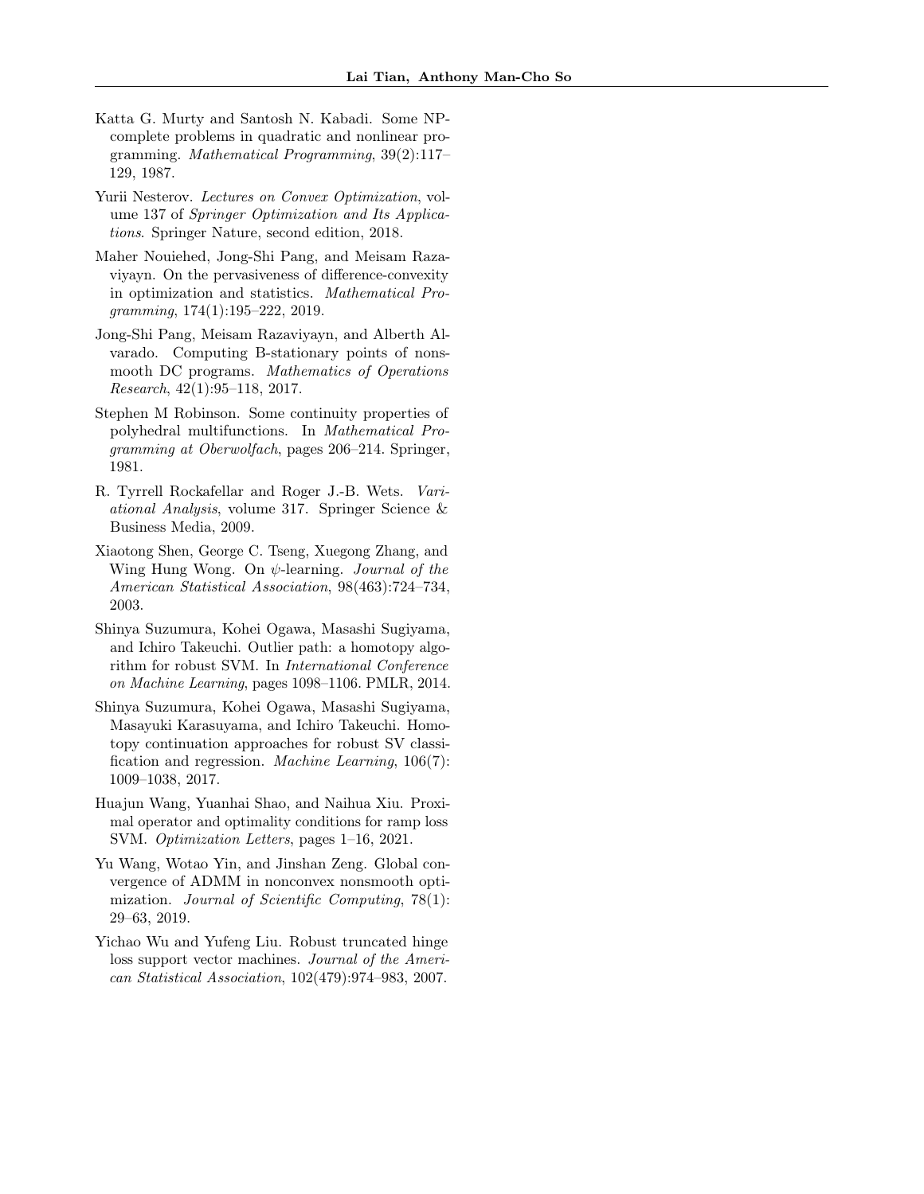Katta G. Murty and Santosh N. Kabadi. Some NP-complete problems in quadratic and nonlinear programming. *Mathematical Programming*, 39(2):117–129, 1987.

Yurii Nesterov. *Lectures on Convex Optimization*, volume 137 of *Springer Optimization and Its Applications*. Springer Nature, second edition, 2018.

Maher Nouiehed, Jong-Shi Pang, and Meisam Razaviyayn. On the pervasiveness of difference-convexity in optimization and statistics. *Mathematical Programming*, 174(1):195–222, 2019.

Jong-Shi Pang, Meisam Razaviyayn, and Alberth Alvarado. Computing B-stationary points of nonsmooth DC programs. *Mathematics of Operations Research*, 42(1):95–118, 2017.

Stephen M Robinson. Some continuity properties of polyhedral multifunctions. In *Mathematical Programming at Oberwolfach*, pages 206–214. Springer, 1981.

R. Tyrrell Rockafellar and Roger J.-B. Wets. *Variational Analysis*, volume 317. Springer Science & Business Media, 2009.

Xiaotong Shen, George C. Tseng, Xuegong Zhang, and Wing Hung Wong. On $\psi$-learning. *Journal of the American Statistical Association*, 98(463):724–734, 2003.

Shinya Suzumura, Kohei Ogawa, Masashi Sugiyama, and Ichiro Takeuchi. Outlier path: a homotopy algorithm for robust SVM. In *International Conference on Machine Learning*, pages 1098–1106. PMLR, 2014.

Shinya Suzumura, Kohei Ogawa, Masashi Sugiyama, Masayuki Karasuyama, and Ichiro Takeuchi. Homotopy continuation approaches for robust SV classification and regression. *Machine Learning*, 106(7):1009–1038, 2017.

Huajun Wang, Yuanhai Shao, and Naihua Xiu. Proximal operator and optimality conditions for ramp loss SVM. *Optimization Letters*, pages 1–16, 2021.

Yu Wang, Wotao Yin, and Jinshan Zeng. Global convergence of ADMM in nonconvex nonsmooth optimization. *Journal of Scientific Computing*, 78(1):29–63, 2019.

Yichao Wu and Yufeng Liu. Robust truncated hinge loss support vector machines. *Journal of the American Statistical Association*, 102(479):974–983, 2007.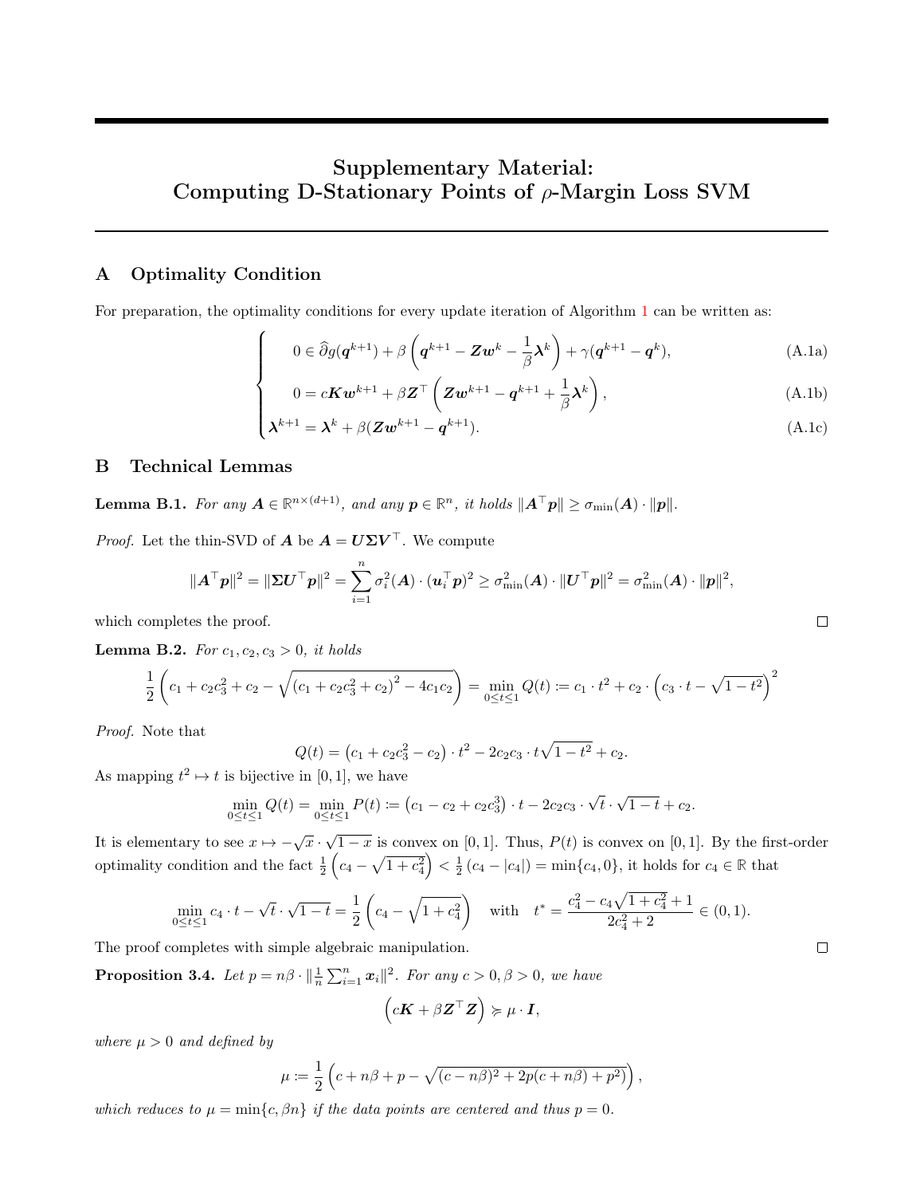# Supplementary Material: Computing D-Stationary Points of $\rho$-Margin Loss SVM

## A Optimality Condition

For preparation, the optimality conditions for every update iteration of Algorithm 1 can be written as:

$$
\begin{cases}
0 \in \widehat{\partial} g(\boldsymbol{q}^{k+1}) + \beta \left( \boldsymbol{q}^{k+1} - \boldsymbol{Z}\boldsymbol{w}^k - \frac{1}{\beta}\boldsymbol{\lambda}^k \right) + \gamma(\boldsymbol{q}^{k+1} - \boldsymbol{q}^k), & \text{(A.1a)} \\
0 = c\boldsymbol{K}\boldsymbol{w}^{k+1} + \beta \boldsymbol{Z}^\top \left( \boldsymbol{Z}\boldsymbol{w}^{k+1} - \boldsymbol{q}^{k+1} + \frac{1}{\beta}\boldsymbol{\lambda}^k \right), & \text{(A.1b)} \\
\boldsymbol{\lambda}^{k+1} = \boldsymbol{\lambda}^k + \beta(\boldsymbol{Z}\boldsymbol{w}^{k+1} - \boldsymbol{q}^{k+1}). & \text{(A.1c)}
\end{cases}
$$

## B Technical Lemmas

**Lemma B.1.** *For any $\boldsymbol{A} \in \mathbb{R}^{n\times(d+1)}$, and any $\boldsymbol{p} \in \mathbb{R}^n$, it holds $\|\boldsymbol{A}^\top \boldsymbol{p}\| \geq \sigma_{\min}(\boldsymbol{A}) \cdot \|\boldsymbol{p}\|$.*

*Proof.* Let the thin-SVD of $\boldsymbol{A}$ be $\boldsymbol{A} = \boldsymbol{U}\boldsymbol{\Sigma}\boldsymbol{V}^\top$. We compute

$$
\|\boldsymbol{A}^\top \boldsymbol{p}\|^2 = \|\boldsymbol{\Sigma}\boldsymbol{U}^\top \boldsymbol{p}\|^2 = \sum_{i=1}^n \sigma_i^2(\boldsymbol{A}) \cdot (\boldsymbol{u}_i^\top \boldsymbol{p})^2 \geq \sigma_{\min}^2(\boldsymbol{A}) \cdot \|\boldsymbol{U}^\top \boldsymbol{p}\|^2 = \sigma_{\min}^2(\boldsymbol{A}) \cdot \|\boldsymbol{p}\|^2,
$$

which completes the proof. ☐

**Lemma B.2.** *For $c_1, c_2, c_3 > 0$, it holds*

$$
\frac{1}{2}\left( c_1 + c_2 c_3^2 + c_2 - \sqrt{\left(c_1 + c_2 c_3^2 + c_2\right)^2 - 4c_1 c_2} \right) = \min_{0\leq t\leq 1} Q(t) := c_1 \cdot t^2 + c_2 \cdot \left( c_3 \cdot t - \sqrt{1-t^2} \right)^2
$$

*Proof.* Note that

$$
Q(t) = \left(c_1 + c_2 c_3^2 - c_2\right) \cdot t^2 - 2c_2 c_3 \cdot t\sqrt{1-t^2} + c_2.
$$

As mapping $t^2 \mapsto t$ is bijective in $[0, 1]$, we have

$$
\min_{0\leq t\leq 1} Q(t) = \min_{0\leq t\leq 1} P(t) := \left(c_1 - c_2 + c_2 c_3^3\right) \cdot t - 2c_2 c_3 \cdot \sqrt{t} \cdot \sqrt{1-t} + c_2.
$$

It is elementary to see $x \mapsto -\sqrt{x} \cdot \sqrt{1-x}$ is convex on $[0, 1]$. Thus, $P(t)$ is convex on $[0, 1]$. By the first-order optimality condition and the fact $\frac{1}{2}\left(c_4 - \sqrt{1+c_4^2}\right) < \frac{1}{2}\left(c_4 - |c_4|\right) = \min\{c_4, 0\}$, it holds for $c_4 \in \mathbb{R}$ that

$$
\min_{0\leq t\leq 1} c_4 \cdot t - \sqrt{t} \cdot \sqrt{1-t} = \frac{1}{2}\left( c_4 - \sqrt{1+c_4^2} \right) \quad \text{with} \quad t^* = \frac{c_4^2 - c_4\sqrt{1+c_4^2} + 1}{2c_4^2 + 2} \in (0, 1).
$$

The proof completes with simple algebraic manipulation. ☐

**Proposition 3.4.** *Let $p = n\beta \cdot \|\frac{1}{n}\sum_{i=1}^n \boldsymbol{x}_i\|^2$. For any $c > 0, \beta > 0$, we have*

$$
\left( c\boldsymbol{K} + \beta \boldsymbol{Z}^\top \boldsymbol{Z} \right) \succcurlyeq \mu \cdot \boldsymbol{I},
$$

*where $\mu > 0$ and defined by*

$$
\mu := \frac{1}{2}\left( c + n\beta + p - \sqrt{(c - n\beta)^2 + 2p(c + n\beta) + p^2)} \right),
$$

*which reduces to $\mu = \min\{c, \beta n\}$ if the data points are centered and thus $p = 0$.*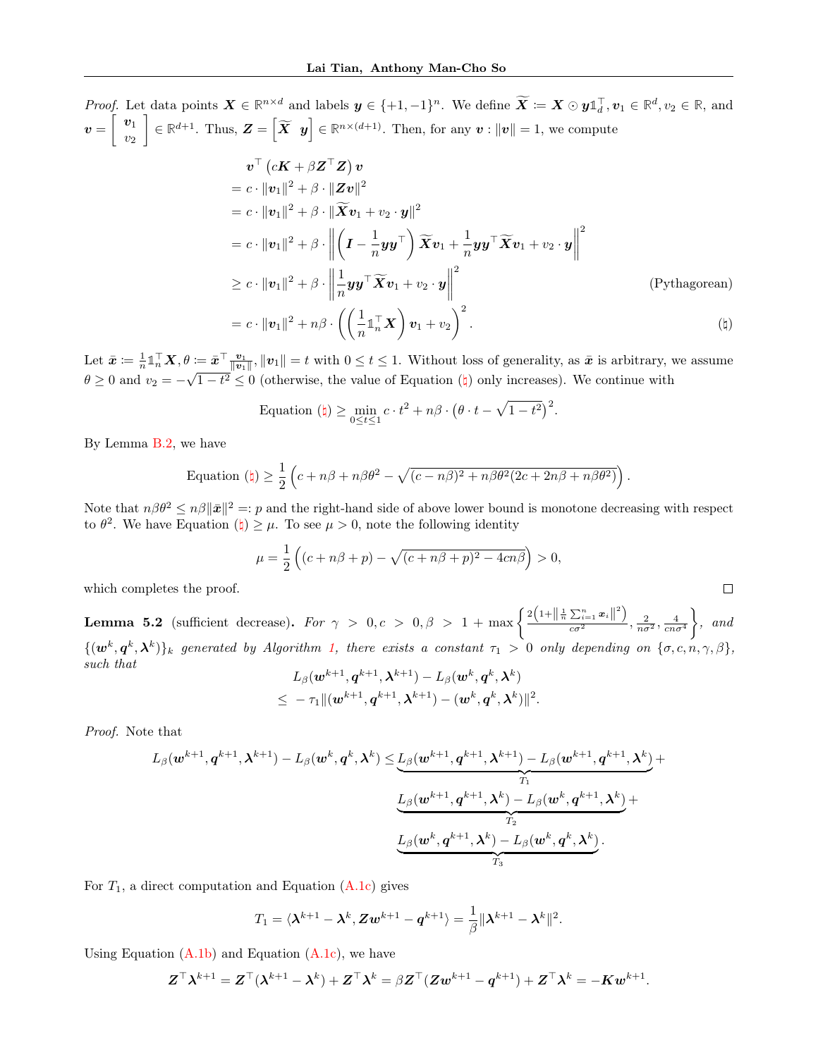*Proof.* Let data points $\boldsymbol{X} \in \mathbb{R}^{n\times d}$ and labels $\boldsymbol{y} \in \{+1,-1\}^n$. We define $\widetilde{\boldsymbol{X}} \coloneqq \boldsymbol{X} \odot \boldsymbol{y}\mathbb{1}_d^\top, \boldsymbol{v}_1 \in \mathbb{R}^d, v_2 \in \mathbb{R}$, and $\boldsymbol{v} = \begin{bmatrix} \boldsymbol{v}_1 \\ v_2 \end{bmatrix} \in \mathbb{R}^{d+1}$. Thus, $\boldsymbol{Z} = \begin{bmatrix} \widetilde{\boldsymbol{X}} & \boldsymbol{y} \end{bmatrix} \in \mathbb{R}^{n\times(d+1)}$. Then, for any $\boldsymbol{v} : \|\boldsymbol{v}\| = 1$, we compute

$$
\begin{aligned}
&\boldsymbol{v}^\top \left(c\boldsymbol{K} + \beta \boldsymbol{Z}^\top \boldsymbol{Z}\right)\boldsymbol{v} \\
&= c \cdot \|\boldsymbol{v}_1\|^2 + \beta \cdot \|\boldsymbol{Z}\boldsymbol{v}\|^2 \\
&= c \cdot \|\boldsymbol{v}_1\|^2 + \beta \cdot \|\widetilde{\boldsymbol{X}}\boldsymbol{v}_1 + v_2 \cdot \boldsymbol{y}\|^2 \\
&= c \cdot \|\boldsymbol{v}_1\|^2 + \beta \cdot \left\| \left(\boldsymbol{I} - \frac{1}{n}\boldsymbol{y}\boldsymbol{y}^\top\right)\widetilde{\boldsymbol{X}}\boldsymbol{v}_1 + \frac{1}{n}\boldsymbol{y}\boldsymbol{y}^\top \widetilde{\boldsymbol{X}}\boldsymbol{v}_1 + v_2 \cdot \boldsymbol{y} \right\|^2 \\
&\geq c \cdot \|\boldsymbol{v}_1\|^2 + \beta \cdot \left\| \frac{1}{n}\boldsymbol{y}\boldsymbol{y}^\top \widetilde{\boldsymbol{X}}\boldsymbol{v}_1 + v_2 \cdot \boldsymbol{y} \right\|^2 && \text{(Pythagorean)} \\
&= c \cdot \|\boldsymbol{v}_1\|^2 + n\beta \cdot \left( \left(\frac{1}{n}\mathbb{1}_n^\top \boldsymbol{X}\right)\boldsymbol{v}_1 + v_2 \right)^2. && (\natural)
\end{aligned}
$$

Let $\bar{\boldsymbol{x}} \coloneqq \frac{1}{n}\mathbb{1}_n^\top \boldsymbol{X}, \theta \coloneqq \bar{\boldsymbol{x}}^\top \frac{\boldsymbol{v}_1}{\|\boldsymbol{v}_1\|}, \|\boldsymbol{v}_1\| = t$ with $0 \leq t \leq 1$. Without loss of generality, as $\bar{\boldsymbol{x}}$ is arbitrary, we assume $\theta \geq 0$ and $v_2 = -\sqrt{1-t^2} \leq 0$ (otherwise, the value of Equation ($\natural$) only increases). We continue with

$$
\text{Equation } (\natural) \geq \min_{0\leq t\leq 1} c \cdot t^2 + n\beta \cdot \left(\theta \cdot t - \sqrt{1-t^2}\right)^2.
$$

By Lemma B.2, we have

$$
\text{Equation } (\natural) \geq \frac{1}{2}\left(c + n\beta + n\beta\theta^2 - \sqrt{(c-n\beta)^2 + n\beta\theta^2(2c + 2n\beta + n\beta\theta^2)}\right).
$$

Note that $n\beta\theta^2 \leq n\beta\|\bar{\boldsymbol{x}}\|^2 =: p$ and the right-hand side of above lower bound is monotone decreasing with respect to $\theta^2$. We have Equation ($\natural$) $\geq \mu$. To see $\mu > 0$, note the following identity

$$
\mu = \frac{1}{2}\left((c + n\beta + p) - \sqrt{(c + n\beta + p)^2 - 4cn\beta}\right) > 0,
$$

which completes the proof. $\square$

**Lemma 5.2** (sufficient decrease)**.** *For $\gamma > 0, c > 0, \beta > 1 + \max\left\{\frac{2\left(1+\|\frac{1}{n}\sum_{i=1}^n \boldsymbol{x}_i\|^2\right)}{c\sigma^2}, \frac{2}{n\sigma^2}, \frac{4}{cn\sigma^4}\right\}$, and $\{(\boldsymbol{w}^k, \boldsymbol{q}^k, \boldsymbol{\lambda}^k)\}_k$ generated by Algorithm 1, there exists a constant $\tau_1 > 0$ only depending on $\{\sigma, c, n, \gamma, \beta\}$, such that*

$$
\begin{aligned}
&L_\beta(\boldsymbol{w}^{k+1}, \boldsymbol{q}^{k+1}, \boldsymbol{\lambda}^{k+1}) - L_\beta(\boldsymbol{w}^k, \boldsymbol{q}^k, \boldsymbol{\lambda}^k) \\
&\leq -\tau_1 \|(\boldsymbol{w}^{k+1}, \boldsymbol{q}^{k+1}, \boldsymbol{\lambda}^{k+1}) - (\boldsymbol{w}^k, \boldsymbol{q}^k, \boldsymbol{\lambda}^k)\|^2.
\end{aligned}
$$

*Proof.* Note that

$$
\begin{aligned}
L_\beta(\boldsymbol{w}^{k+1}, \boldsymbol{q}^{k+1}, \boldsymbol{\lambda}^{k+1}) - L_\beta(\boldsymbol{w}^k, \boldsymbol{q}^k, \boldsymbol{\lambda}^k) \leq\ & \underbrace{L_\beta(\boldsymbol{w}^{k+1}, \boldsymbol{q}^{k+1}, \boldsymbol{\lambda}^{k+1}) - L_\beta(\boldsymbol{w}^{k+1}, \boldsymbol{q}^{k+1}, \boldsymbol{\lambda}^k)}_{T_1} + \\
& \underbrace{L_\beta(\boldsymbol{w}^{k+1}, \boldsymbol{q}^{k+1}, \boldsymbol{\lambda}^k) - L_\beta(\boldsymbol{w}^k, \boldsymbol{q}^{k+1}, \boldsymbol{\lambda}^k)}_{T_2} + \\
& \underbrace{L_\beta(\boldsymbol{w}^k, \boldsymbol{q}^{k+1}, \boldsymbol{\lambda}^k) - L_\beta(\boldsymbol{w}^k, \boldsymbol{q}^k, \boldsymbol{\lambda}^k)}_{T_3}.
\end{aligned}
$$

For $T_1$, a direct computation and Equation (A.1c) gives

$$
T_1 = \langle \boldsymbol{\lambda}^{k+1} - \boldsymbol{\lambda}^k, \boldsymbol{Z}\boldsymbol{w}^{k+1} - \boldsymbol{q}^{k+1} \rangle = \frac{1}{\beta}\|\boldsymbol{\lambda}^{k+1} - \boldsymbol{\lambda}^k\|^2.
$$

Using Equation (A.1b) and Equation (A.1c), we have

$$
\boldsymbol{Z}^\top \boldsymbol{\lambda}^{k+1} = \boldsymbol{Z}^\top(\boldsymbol{\lambda}^{k+1} - \boldsymbol{\lambda}^k) + \boldsymbol{Z}^\top \boldsymbol{\lambda}^k = \beta \boldsymbol{Z}^\top(\boldsymbol{Z}\boldsymbol{w}^{k+1} - \boldsymbol{q}^{k+1}) + \boldsymbol{Z}^\top \boldsymbol{\lambda}^k = -\boldsymbol{K}\boldsymbol{w}^{k+1}.
$$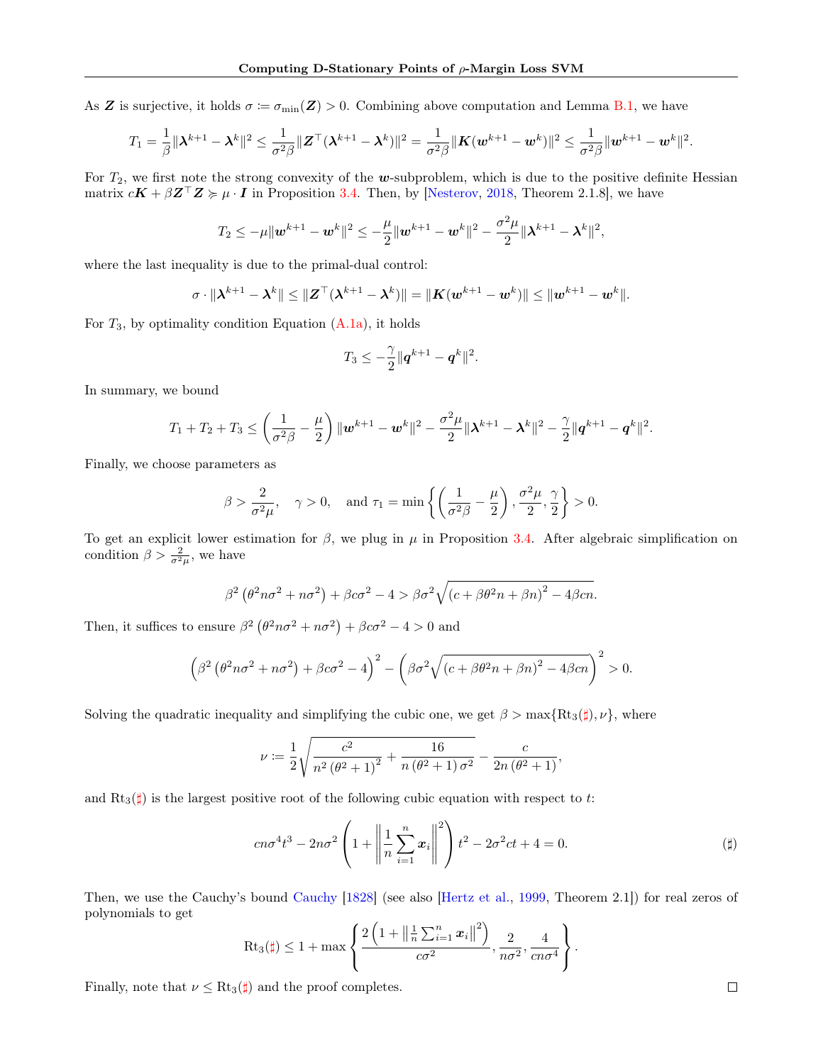As $\boldsymbol{Z}$ is surjective, it holds $\sigma := \sigma_{\min}(\boldsymbol{Z}) > 0$. Combining above computation and Lemma B.1, we have

$$
T_1 = \frac{1}{\beta}\|\boldsymbol{\lambda}^{k+1} - \boldsymbol{\lambda}^k\|^2 \le \frac{1}{\sigma^2\beta}\|\boldsymbol{Z}^\top(\boldsymbol{\lambda}^{k+1} - \boldsymbol{\lambda}^k)\|^2 = \frac{1}{\sigma^2\beta}\|\boldsymbol{K}(\boldsymbol{w}^{k+1} - \boldsymbol{w}^k)\|^2 \le \frac{1}{\sigma^2\beta}\|\boldsymbol{w}^{k+1} - \boldsymbol{w}^k\|^2.
$$

For $T_2$, we first note the strong convexity of the $\boldsymbol{w}$-subproblem, which is due to the positive definite Hessian matrix $c\boldsymbol{K} + \beta\boldsymbol{Z}^\top\boldsymbol{Z} \succcurlyeq \mu \cdot \boldsymbol{I}$ in Proposition 3.4. Then, by [Nesterov, 2018, Theorem 2.1.8], we have

$$
T_2 \le -\mu\|\boldsymbol{w}^{k+1} - \boldsymbol{w}^k\|^2 \le -\frac{\mu}{2}\|\boldsymbol{w}^{k+1} - \boldsymbol{w}^k\|^2 - \frac{\sigma^2\mu}{2}\|\boldsymbol{\lambda}^{k+1} - \boldsymbol{\lambda}^k\|^2,
$$

where the last inequality is due to the primal-dual control:

$$
\sigma \cdot \|\boldsymbol{\lambda}^{k+1} - \boldsymbol{\lambda}^k\| \le \|\boldsymbol{Z}^\top(\boldsymbol{\lambda}^{k+1} - \boldsymbol{\lambda}^k)\| = \|\boldsymbol{K}(\boldsymbol{w}^{k+1} - \boldsymbol{w}^k)\| \le \|\boldsymbol{w}^{k+1} - \boldsymbol{w}^k\|.
$$

For $T_3$, by optimality condition Equation (A.1a), it holds

$$
T_3 \le -\frac{\gamma}{2}\|\boldsymbol{q}^{k+1} - \boldsymbol{q}^k\|^2.
$$

In summary, we bound

$$
T_1 + T_2 + T_3 \le \left(\frac{1}{\sigma^2\beta} - \frac{\mu}{2}\right)\|\boldsymbol{w}^{k+1} - \boldsymbol{w}^k\|^2 - \frac{\sigma^2\mu}{2}\|\boldsymbol{\lambda}^{k+1} - \boldsymbol{\lambda}^k\|^2 - \frac{\gamma}{2}\|\boldsymbol{q}^{k+1} - \boldsymbol{q}^k\|^2.
$$

Finally, we choose parameters as

$$
\beta > \frac{2}{\sigma^2\mu}, \quad \gamma > 0, \quad \text{and } \tau_1 = \min\left\{\left(\frac{1}{\sigma^2\beta} - \frac{\mu}{2}\right), \frac{\sigma^2\mu}{2}, \frac{\gamma}{2}\right\} > 0.
$$

To get an explicit lower estimation for $\beta$, we plug in $\mu$ in Proposition 3.4. After algebraic simplification on condition $\beta > \frac{2}{\sigma^2\mu}$, we have

$$
\beta^2\left(\theta^2 n\sigma^2 + n\sigma^2\right) + \beta c\sigma^2 - 4 > \beta\sigma^2\sqrt{\left(c + \beta\theta^2 n + \beta n\right)^2 - 4\beta cn}.
$$

Then, it suffices to ensure $\beta^2\left(\theta^2 n\sigma^2 + n\sigma^2\right) + \beta c\sigma^2 - 4 > 0$ and

$$
\left(\beta^2\left(\theta^2 n\sigma^2 + n\sigma^2\right) + \beta c\sigma^2 - 4\right)^2 - \left(\beta\sigma^2\sqrt{\left(c + \beta\theta^2 n + \beta n\right)^2 - 4\beta cn}\right)^2 > 0.
$$

Solving the quadratic inequality and simplifying the cubic one, we get $\beta > \max\{\text{Rt}_3(\sharp), \nu\}$, where

$$
\nu := \frac{1}{2}\sqrt{\frac{c^2}{n^2\left(\theta^2 + 1\right)^2} + \frac{16}{n\left(\theta^2 + 1\right)\sigma^2}} - \frac{c}{2n\left(\theta^2 + 1\right)},
$$

and $\text{Rt}_3(\sharp)$ is the largest positive root of the following cubic equation with respect to $t$:

$$
cn\sigma^4 t^3 - 2n\sigma^2\left(1 + \left\|\frac{1}{n}\sum_{i=1}^n \boldsymbol{x}_i\right\|^2\right)t^2 - 2\sigma^2 ct + 4 = 0. \tag{$\sharp$}
$$

Then, we use the Cauchy's bound Cauchy [1828] (see also [Hertz et al., 1999, Theorem 2.1]) for real zeros of polynomials to get

$$
\text{Rt}_3(\sharp) \le 1 + \max\left\{\frac{2\left(1 + \left\|\frac{1}{n}\sum_{i=1}^n \boldsymbol{x}_i\right\|^2\right)}{c\sigma^2}, \frac{2}{n\sigma^2}, \frac{4}{cn\sigma^4}\right\}.
$$

Finally, note that $\nu \le \text{Rt}_3(\sharp)$ and the proof completes. □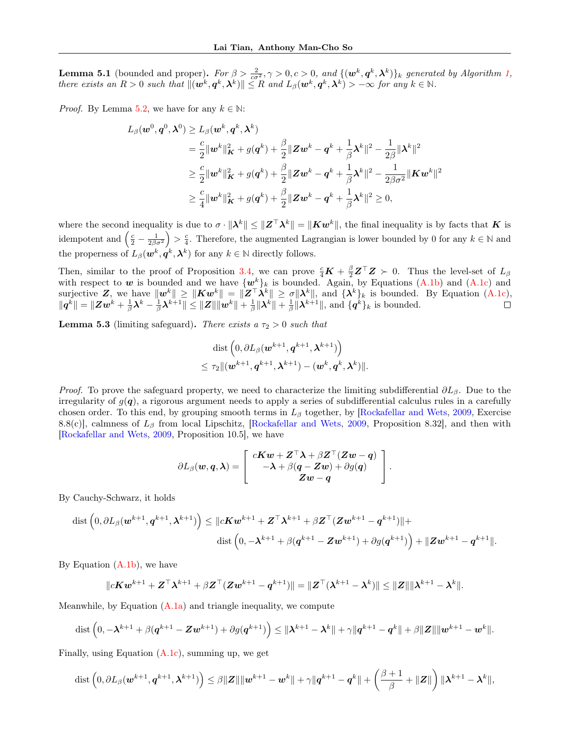**Lemma 5.1** (bounded and proper)**.** *For $\beta > \frac{2}{c\sigma^2}, \gamma > 0, c > 0$, and $\{(\boldsymbol{w}^k, \boldsymbol{q}^k, \boldsymbol{\lambda}^k)\}_k$ generated by Algorithm 1, there exists an $R > 0$ such that $\|(\boldsymbol{w}^k, \boldsymbol{q}^k, \boldsymbol{\lambda}^k)\| \leq R$ and $L_\beta(\boldsymbol{w}^k, \boldsymbol{q}^k, \boldsymbol{\lambda}^k) > -\infty$ for any $k \in \mathbb{N}$.*

*Proof.* By Lemma 5.2, we have for any $k \in \mathbb{N}$:

$$
\begin{aligned}
L_\beta(\boldsymbol{w}^0, \boldsymbol{q}^0, \boldsymbol{\lambda}^0) &\geq L_\beta(\boldsymbol{w}^k, \boldsymbol{q}^k, \boldsymbol{\lambda}^k) \\
&= \frac{c}{2}\|\boldsymbol{w}^k\|_{\boldsymbol{K}}^2 + g(\boldsymbol{q}^k) + \frac{\beta}{2}\|\boldsymbol{Z}\boldsymbol{w}^k - \boldsymbol{q}^k + \frac{1}{\beta}\boldsymbol{\lambda}^k\|^2 - \frac{1}{2\beta}\|\boldsymbol{\lambda}^k\|^2 \\
&\geq \frac{c}{2}\|\boldsymbol{w}^k\|_{\boldsymbol{K}}^2 + g(\boldsymbol{q}^k) + \frac{\beta}{2}\|\boldsymbol{Z}\boldsymbol{w}^k - \boldsymbol{q}^k + \frac{1}{\beta}\boldsymbol{\lambda}^k\|^2 - \frac{1}{2\beta\sigma^2}\|\boldsymbol{K}\boldsymbol{w}^k\|^2 \\
&\geq \frac{c}{4}\|\boldsymbol{w}^k\|_{\boldsymbol{K}}^2 + g(\boldsymbol{q}^k) + \frac{\beta}{2}\|\boldsymbol{Z}\boldsymbol{w}^k - \boldsymbol{q}^k + \frac{1}{\beta}\boldsymbol{\lambda}^k\|^2 \geq 0,
\end{aligned}
$$

where the second inequality is due to $\sigma \cdot \|\boldsymbol{\lambda}^k\| \leq \|\boldsymbol{Z}^\top \boldsymbol{\lambda}^k\| = \|\boldsymbol{K}\boldsymbol{w}^k\|$, the final inequality is by facts that $\boldsymbol{K}$ is idempotent and $\left(\frac{c}{2} - \frac{1}{2\beta\sigma^2}\right) > \frac{c}{4}$. Therefore, the augmented Lagrangian is lower bounded by 0 for any $k \in \mathbb{N}$ and the properness of $L_\beta(\boldsymbol{w}^k, \boldsymbol{q}^k, \boldsymbol{\lambda}^k)$ for any $k \in \mathbb{N}$ directly follows.

Then, similar to the proof of Proposition 3.4, we can prove $\frac{c}{4}\boldsymbol{K} + \frac{\beta}{2}\boldsymbol{Z}^\top\boldsymbol{Z} \succ 0$. Thus the level-set of $L_\beta$ with respect to $\boldsymbol{w}$ is bounded and we have $\{\boldsymbol{w}^k\}_k$ is bounded. Again, by Equations (A.1b) and (A.1c) and surjective $\boldsymbol{Z}$, we have $\|\boldsymbol{w}^k\| \geq \|\boldsymbol{K}\boldsymbol{w}^k\| = \|\boldsymbol{Z}^\top\boldsymbol{\lambda}^k\| \geq \sigma\|\boldsymbol{\lambda}^k\|$, and $\{\boldsymbol{\lambda}^k\}_k$ is bounded. By Equation (A.1c), $\|\boldsymbol{q}^k\| = \|\boldsymbol{Z}\boldsymbol{w}^k + \frac{1}{\beta}\boldsymbol{\lambda}^k - \frac{1}{\beta}\boldsymbol{\lambda}^{k+1}\| \leq \|\boldsymbol{Z}\|\|\boldsymbol{w}^k\| + \frac{1}{\beta}\|\boldsymbol{\lambda}^k\| + \frac{1}{\beta}\|\boldsymbol{\lambda}^{k+1}\|$, and $\{\boldsymbol{q}^k\}_k$ is bounded. $\square$

**Lemma 5.3** (limiting safeguard)**.** *There exists a $\tau_2 > 0$ such that*

$$
\begin{aligned}
&\operatorname{dist}\left(0, \partial L_\beta(\boldsymbol{w}^{k+1}, \boldsymbol{q}^{k+1}, \boldsymbol{\lambda}^{k+1})\right) \\
&\leq \tau_2\|(\boldsymbol{w}^{k+1}, \boldsymbol{q}^{k+1}, \boldsymbol{\lambda}^{k+1}) - (\boldsymbol{w}^k, \boldsymbol{q}^k, \boldsymbol{\lambda}^k)\|.
\end{aligned}
$$

*Proof.* To prove the safeguard property, we need to characterize the limiting subdifferential $\partial L_\beta$. Due to the irregularity of $g(\boldsymbol{q})$, a rigorous argument needs to apply a series of subdifferential calculus rules in a carefully chosen order. To this end, by grouping smooth terms in $L_\beta$ together, by [Rockafellar and Wets, 2009, Exercise 8.8(c)], calmness of $L_\beta$ from local Lipschitz, [Rockafellar and Wets, 2009, Proposition 8.32], and then with [Rockafellar and Wets, 2009, Proposition 10.5], we have

$$
\partial L_\beta(\boldsymbol{w}, \boldsymbol{q}, \boldsymbol{\lambda}) = \begin{bmatrix} c\boldsymbol{K}\boldsymbol{w} + \boldsymbol{Z}^\top\boldsymbol{\lambda} + \beta\boldsymbol{Z}^\top(\boldsymbol{Z}\boldsymbol{w} - \boldsymbol{q}) \\ -\boldsymbol{\lambda} + \beta(\boldsymbol{q} - \boldsymbol{Z}\boldsymbol{w}) + \partial g(\boldsymbol{q}) \\ \boldsymbol{Z}\boldsymbol{w} - \boldsymbol{q} \end{bmatrix}.
$$

By Cauchy-Schwarz, it holds

$$
\begin{aligned}
\operatorname{dist}\left(0, \partial L_\beta(\boldsymbol{w}^{k+1}, \boldsymbol{q}^{k+1}, \boldsymbol{\lambda}^{k+1})\right) \leq \|c\boldsymbol{K}\boldsymbol{w}^{k+1} + \boldsymbol{Z}^\top\boldsymbol{\lambda}^{k+1} + \beta\boldsymbol{Z}^\top(\boldsymbol{Z}\boldsymbol{w}^{k+1} - \boldsymbol{q}^{k+1})\| + \\
\operatorname{dist}\left(0, -\boldsymbol{\lambda}^{k+1} + \beta(\boldsymbol{q}^{k+1} - \boldsymbol{Z}\boldsymbol{w}^{k+1}) + \partial g(\boldsymbol{q}^{k+1})\right) + \|\boldsymbol{Z}\boldsymbol{w}^{k+1} - \boldsymbol{q}^{k+1}\|.
\end{aligned}
$$

By Equation (A.1b), we have

$$
\|c\boldsymbol{K}\boldsymbol{w}^{k+1} + \boldsymbol{Z}^\top\boldsymbol{\lambda}^{k+1} + \beta\boldsymbol{Z}^\top(\boldsymbol{Z}\boldsymbol{w}^{k+1} - \boldsymbol{q}^{k+1})\| = \|\boldsymbol{Z}^\top(\boldsymbol{\lambda}^{k+1} - \boldsymbol{\lambda}^k)\| \leq \|\boldsymbol{Z}\|\|\boldsymbol{\lambda}^{k+1} - \boldsymbol{\lambda}^k\|.
$$

Meanwhile, by Equation (A.1a) and triangle inequality, we compute

$$
\operatorname{dist}\left(0, -\boldsymbol{\lambda}^{k+1} + \beta(\boldsymbol{q}^{k+1} - \boldsymbol{Z}\boldsymbol{w}^{k+1}) + \partial g(\boldsymbol{q}^{k+1})\right) \leq \|\boldsymbol{\lambda}^{k+1} - \boldsymbol{\lambda}^k\| + \gamma\|\boldsymbol{q}^{k+1} - \boldsymbol{q}^k\| + \beta\|\boldsymbol{Z}\|\|\boldsymbol{w}^{k+1} - \boldsymbol{w}^k\|.
$$

Finally, using Equation (A.1c), summing up, we get

$$
\operatorname{dist}\left(0, \partial L_\beta(\boldsymbol{w}^{k+1}, \boldsymbol{q}^{k+1}, \boldsymbol{\lambda}^{k+1})\right) \leq \beta\|\boldsymbol{Z}\|\|\boldsymbol{w}^{k+1} - \boldsymbol{w}^k\| + \gamma\|\boldsymbol{q}^{k+1} - \boldsymbol{q}^k\| + \left(\frac{\beta+1}{\beta} + \|\boldsymbol{Z}\|\right)\|\boldsymbol{\lambda}^{k+1} - \boldsymbol{\lambda}^k\|,
$$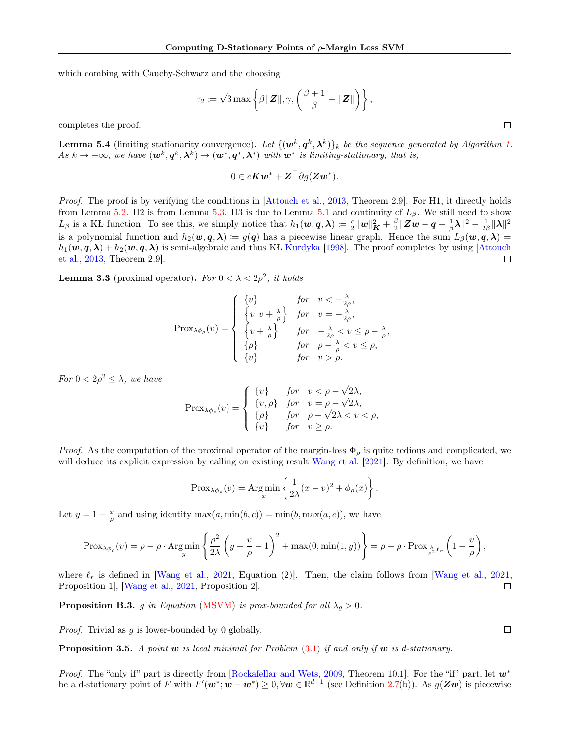which combing with Cauchy-Schwarz and the choosing

$$\tau_2 := \sqrt{3} \max \left\{ \beta \|\boldsymbol{Z}\|, \gamma, \left( \frac{\beta+1}{\beta} + \|\boldsymbol{Z}\| \right) \right\},$$

completes the proof. ◻

**Lemma 5.4** (limiting stationarity convergence). *Let $\{(\boldsymbol{w}^k, \boldsymbol{q}^k, \boldsymbol{\lambda}^k)\}_k$ be the sequence generated by Algorithm 1. As $k \to +\infty$, we have $(\boldsymbol{w}^k, \boldsymbol{q}^k, \boldsymbol{\lambda}^k) \to (\boldsymbol{w}^*, \boldsymbol{q}^*, \boldsymbol{\lambda}^*)$ with $\boldsymbol{w}^*$ is limiting-stationary, that is,*

$$0 \in c\boldsymbol{K}\boldsymbol{w}^* + \boldsymbol{Z}^\top \partial g(\boldsymbol{Z}\boldsymbol{w}^*).$$

*Proof.* The proof is by verifying the conditions in [Attouch et al., 2013, Theorem 2.9]. For H1, it directly holds from Lemma 5.2. H2 is from Lemma 5.3. H3 is due to Lemma 5.1 and continuity of $L_\beta$. We still need to show $L_\beta$ is a KŁ function. To see this, we simply notice that $h_1(\boldsymbol{w}, \boldsymbol{q}, \boldsymbol{\lambda}) := \frac{c}{2}\|\boldsymbol{w}\|^2_{\boldsymbol{K}} + \frac{\beta}{2}\|\boldsymbol{Z}\boldsymbol{w} - \boldsymbol{q} + \frac{1}{\beta}\boldsymbol{\lambda}\|^2 - \frac{1}{2\beta}\|\boldsymbol{\lambda}\|^2$ is a polynomial function and $h_2(\boldsymbol{w}, \boldsymbol{q}, \boldsymbol{\lambda}) := g(\boldsymbol{q})$ has a piecewise linear graph. Hence the sum $L_\beta(\boldsymbol{w}, \boldsymbol{q}, \boldsymbol{\lambda}) = h_1(\boldsymbol{w}, \boldsymbol{q}, \boldsymbol{\lambda}) + h_2(\boldsymbol{w}, \boldsymbol{q}, \boldsymbol{\lambda})$ is semi-algebraic and thus KŁ Kurdyka [1998]. The proof completes by using [Attouch et al., 2013, Theorem 2.9]. ◻

**Lemma 3.3** (proximal operator). *For $0 < \lambda < 2\rho^2$, it holds*

$$\mathrm{Prox}_{\lambda\phi_\rho}(v) = \begin{cases} \{v\} & \text{for} \quad v < -\frac{\lambda}{2\rho}, \\ \left\{v, v + \frac{\lambda}{\rho}\right\} & \text{for} \quad v = -\frac{\lambda}{2\rho}, \\ \left\{v + \frac{\lambda}{\rho}\right\} & \text{for} \quad -\frac{\lambda}{2\rho} < v \le \rho - \frac{\lambda}{\rho}, \\ \{\rho\} & \text{for} \quad \rho - \frac{\lambda}{\rho} < v \le \rho, \\ \{v\} & \text{for} \quad v > \rho. \end{cases}$$

*For $0 < 2\rho^2 \le \lambda$, we have*

$$\mathrm{Prox}_{\lambda\phi_\rho}(v) = \begin{cases} \{v\} & \text{for} \quad v < \rho - \sqrt{2\lambda}, \\ \{v, \rho\} & \text{for} \quad v = \rho - \sqrt{2\lambda}, \\ \{\rho\} & \text{for} \quad \rho - \sqrt{2\lambda} < v < \rho, \\ \{v\} & \text{for} \quad v \ge \rho. \end{cases}$$

*Proof.* As the computation of the proximal operator of the margin-loss $\Phi_\rho$ is quite tedious and complicated, we will deduce its explicit expression by calling on existing result Wang et al. [2021]. By definition, we have

$$\mathrm{Prox}_{\lambda\phi_\rho}(v) = \operatorname*{Arg\,min}_x \left\{ \frac{1}{2\lambda}(x - v)^2 + \phi_\rho(x) \right\}.$$

Let $y = 1 - \frac{x}{\rho}$ and using identity $\max(a, \min(b, c)) = \min(b, \max(a, c))$, we have

$$\mathrm{Prox}_{\lambda\phi_\rho}(v) = \rho - \rho \cdot \operatorname*{Arg\,min}_y \left\{ \frac{\rho^2}{2\lambda}\left(y + \frac{v}{\rho} - 1\right)^2 + \max(0, \min(1, y)) \right\} = \rho - \rho \cdot \mathrm{Prox}_{\frac{\lambda}{\rho^2}\ell_r}\left(1 - \frac{v}{\rho}\right),$$

where $\ell_r$ is defined in [Wang et al., 2021, Equation (2)]. Then, the claim follows from [Wang et al., 2021, Proposition 1], [Wang et al., 2021, Proposition 2]. ◻

**Proposition B.3.** *$g$ in Equation (MSVM) is prox-bounded for all $\lambda_g > 0$.*

*Proof.* Trivial as $g$ is lower-bounded by 0 globally. ◻

**Proposition 3.5.** *A point $\boldsymbol{w}$ is local minimal for Problem (3.1) if and only if $\boldsymbol{w}$ is d-stationary.*

*Proof.* The "only if" part is directly from [Rockafellar and Wets, 2009, Theorem 10.1]. For the "if" part, let $\boldsymbol{w}^*$ be a d-stationary point of $F$ with $F'(\boldsymbol{w}^*; \boldsymbol{w} - \boldsymbol{w}^*) \ge 0, \forall \boldsymbol{w} \in \mathbb{R}^{d+1}$ (see Definition 2.7(b)). As $g(\boldsymbol{Z}\boldsymbol{w})$ is piecewise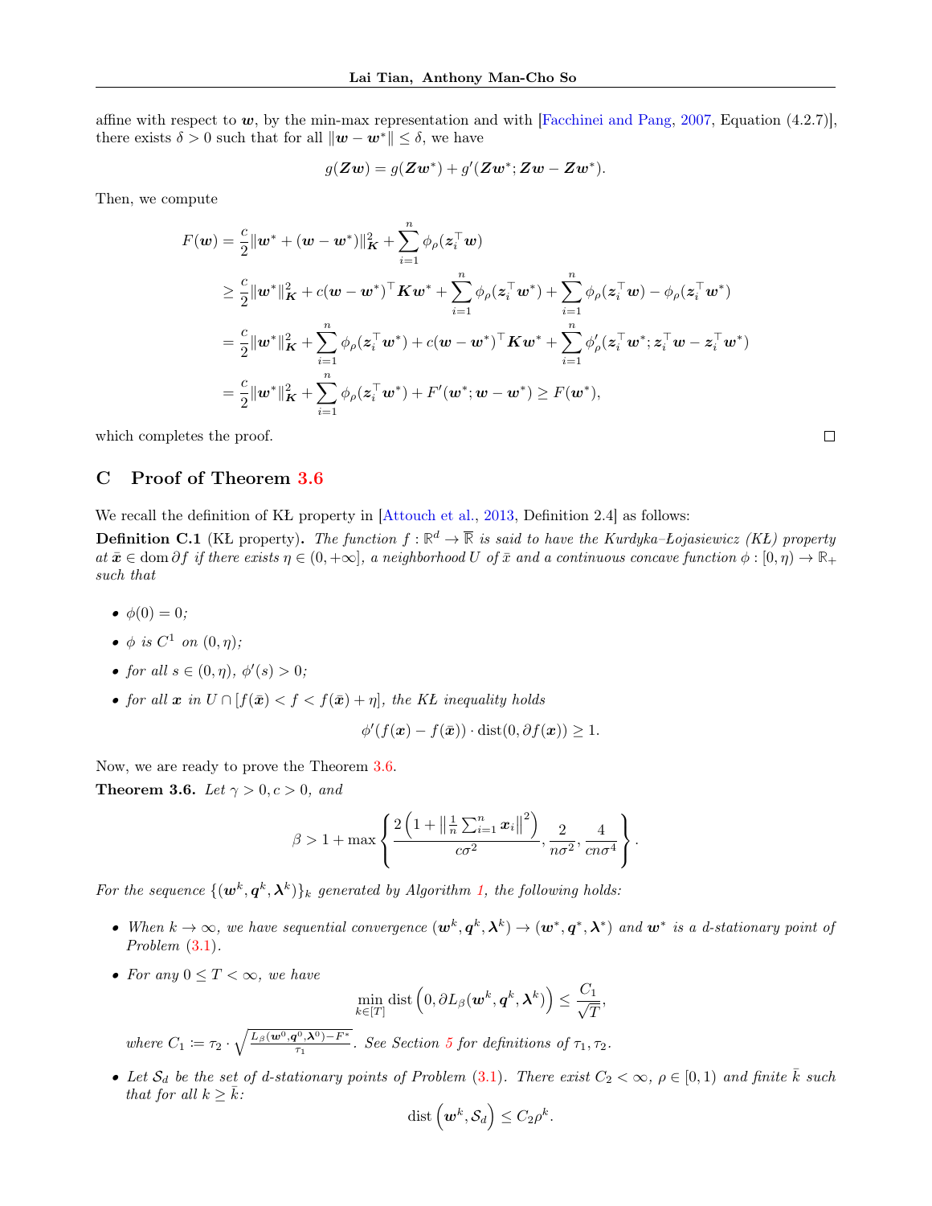affine with respect to $\boldsymbol{w}$, by the min-max representation and with [Facchinei and Pang, 2007, Equation (4.2.7)], there exists $\delta > 0$ such that for all $\|\boldsymbol{w} - \boldsymbol{w}^*\| \leq \delta$, we have

$$g(\boldsymbol{Z}\boldsymbol{w}) = g(\boldsymbol{Z}\boldsymbol{w}^*) + g'(\boldsymbol{Z}\boldsymbol{w}^*; \boldsymbol{Z}\boldsymbol{w} - \boldsymbol{Z}\boldsymbol{w}^*).$$

Then, we compute

$$\begin{aligned}
F(\boldsymbol{w}) &= \frac{c}{2}\|\boldsymbol{w}^* + (\boldsymbol{w} - \boldsymbol{w}^*)\|_{\boldsymbol{K}}^2 + \sum_{i=1}^n \phi_\rho(\boldsymbol{z}_i^\top \boldsymbol{w}) \\
&\geq \frac{c}{2}\|\boldsymbol{w}^*\|_{\boldsymbol{K}}^2 + c(\boldsymbol{w} - \boldsymbol{w}^*)^\top \boldsymbol{K}\boldsymbol{w}^* + \sum_{i=1}^n \phi_\rho(\boldsymbol{z}_i^\top \boldsymbol{w}^*) + \sum_{i=1}^n \phi_\rho(\boldsymbol{z}_i^\top \boldsymbol{w}) - \phi_\rho(\boldsymbol{z}_i^\top \boldsymbol{w}^*) \\
&= \frac{c}{2}\|\boldsymbol{w}^*\|_{\boldsymbol{K}}^2 + \sum_{i=1}^n \phi_\rho(\boldsymbol{z}_i^\top \boldsymbol{w}^*) + c(\boldsymbol{w} - \boldsymbol{w}^*)^\top \boldsymbol{K}\boldsymbol{w}^* + \sum_{i=1}^n \phi_\rho'(\boldsymbol{z}_i^\top \boldsymbol{w}^*; \boldsymbol{z}_i^\top \boldsymbol{w} - \boldsymbol{z}_i^\top \boldsymbol{w}^*) \\
&= \frac{c}{2}\|\boldsymbol{w}^*\|_{\boldsymbol{K}}^2 + \sum_{i=1}^n \phi_\rho(\boldsymbol{z}_i^\top \boldsymbol{w}^*) + F'(\boldsymbol{w}^*; \boldsymbol{w} - \boldsymbol{w}^*) \geq F(\boldsymbol{w}^*),
\end{aligned}$$

which completes the proof. □

## C Proof of Theorem 3.6

We recall the definition of KŁ property in [Attouch et al., 2013, Definition 2.4] as follows:

**Definition C.1** (KŁ property). *The function $f : \mathbb{R}^d \to \overline{\mathbb{R}}$ is said to have the Kurdyka–Łojasiewicz (KŁ) property at $\bar{\boldsymbol{x}} \in \operatorname{dom} \partial f$ if there exists $\eta \in (0, +\infty]$, a neighborhood $U$ of $\bar{x}$ and a continuous concave function $\phi : [0, \eta) \to \mathbb{R}_+$ such that*

- *$\phi(0) = 0$;*
- *$\phi$ is $C^1$ on $(0, \eta)$;*
- *for all $s \in (0, \eta)$, $\phi'(s) > 0$;*
- *for all $\boldsymbol{x}$ in $U \cap [f(\bar{\boldsymbol{x}}) < f < f(\bar{\boldsymbol{x}}) + \eta]$, the KŁ inequality holds*

$$\phi'(f(\boldsymbol{x}) - f(\bar{\boldsymbol{x}})) \cdot \operatorname{dist}(0, \partial f(\boldsymbol{x})) \geq 1.$$

Now, we are ready to prove the Theorem 3.6.

**Theorem 3.6.** *Let $\gamma > 0, c > 0$, and*

$$\beta > 1 + \max\left\{ \frac{2\left(1 + \left\|\frac{1}{n}\sum_{i=1}^n \boldsymbol{x}_i\right\|^2\right)}{c\sigma^2}, \frac{2}{n\sigma^2}, \frac{4}{cn\sigma^4} \right\}.$$

*For the sequence $\{(\boldsymbol{w}^k, \boldsymbol{q}^k, \boldsymbol{\lambda}^k)\}_k$ generated by Algorithm 1, the following holds:*

- *When $k \to \infty$, we have sequential convergence $(\boldsymbol{w}^k, \boldsymbol{q}^k, \boldsymbol{\lambda}^k) \to (\boldsymbol{w}^*, \boldsymbol{q}^*, \boldsymbol{\lambda}^*)$ and $\boldsymbol{w}^*$ is a d-stationary point of Problem (3.1).*
- *For any $0 \leq T < \infty$, we have*

$$\min_{k \in [T]} \operatorname{dist}\left(0, \partial L_\beta(\boldsymbol{w}^k, \boldsymbol{q}^k, \boldsymbol{\lambda}^k)\right) \leq \frac{C_1}{\sqrt{T}},$$

  *where $C_1 := \tau_2 \cdot \sqrt{\frac{L_\beta(\boldsymbol{w}^0, \boldsymbol{q}^0, \boldsymbol{\lambda}^0) - F^*}{\tau_1}}$. See Section 5 for definitions of $\tau_1, \tau_2$.*

- *Let $\mathcal{S}_d$ be the set of d-stationary points of Problem (3.1). There exist $C_2 < \infty$, $\rho \in [0, 1)$ and finite $\bar{k}$ such that for all $k \geq \bar{k}$:*

$$\operatorname{dist}\left(\boldsymbol{w}^k, \mathcal{S}_d\right) \leq C_2 \rho^k.$$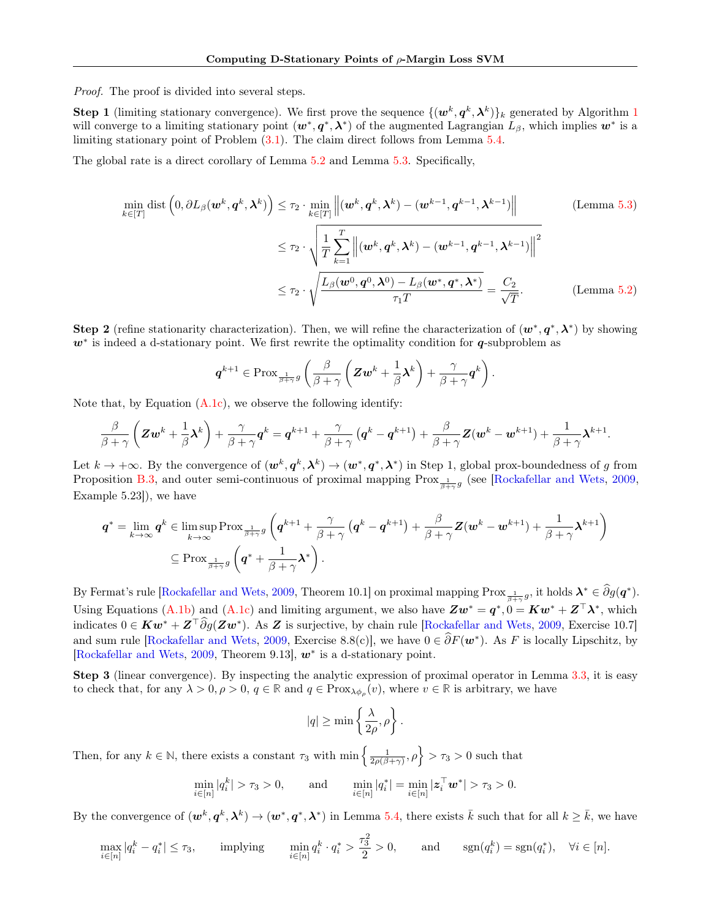*Proof.* The proof is divided into several steps.

**Step 1** (limiting stationary convergence). We first prove the sequence $\{(\boldsymbol{w}^k, \boldsymbol{q}^k, \boldsymbol{\lambda}^k)\}_k$ generated by Algorithm 1 will converge to a limiting stationary point $(\boldsymbol{w}^*, \boldsymbol{q}^*, \boldsymbol{\lambda}^*)$ of the augmented Lagrangian $L_\beta$, which implies $\boldsymbol{w}^*$ is a limiting stationary point of Problem (3.1). The claim direct follows from Lemma 5.4.

The global rate is a direct corollary of Lemma 5.2 and Lemma 5.3. Specifically,

$$
\begin{aligned}
\min_{k\in[T]} \operatorname{dist}\left(0, \partial L_\beta(\boldsymbol{w}^k, \boldsymbol{q}^k, \boldsymbol{\lambda}^k)\right) &\le \tau_2 \cdot \min_{k\in[T]} \left\|(\boldsymbol{w}^k, \boldsymbol{q}^k, \boldsymbol{\lambda}^k) - (\boldsymbol{w}^{k-1}, \boldsymbol{q}^{k-1}, \boldsymbol{\lambda}^{k-1})\right\| && \text{(Lemma 5.3)} \\
&\le \tau_2 \cdot \sqrt{\frac{1}{T}\sum_{k=1}^{T} \left\|(\boldsymbol{w}^k, \boldsymbol{q}^k, \boldsymbol{\lambda}^k) - (\boldsymbol{w}^{k-1}, \boldsymbol{q}^{k-1}, \boldsymbol{\lambda}^{k-1})\right\|^2} \\
&\le \tau_2 \cdot \sqrt{\frac{L_\beta(\boldsymbol{w}^0, \boldsymbol{q}^0, \boldsymbol{\lambda}^0) - L_\beta(\boldsymbol{w}^*, \boldsymbol{q}^*, \boldsymbol{\lambda}^*)}{\tau_1 T}} = \frac{C_2}{\sqrt{T}}. && \text{(Lemma 5.2)}
\end{aligned}
$$

**Step 2** (refine stationarity characterization). Then, we will refine the characterization of $(\boldsymbol{w}^*, \boldsymbol{q}^*, \boldsymbol{\lambda}^*)$ by showing $\boldsymbol{w}^*$ is indeed a d-stationary point. We first rewrite the optimality condition for $\boldsymbol{q}$-subproblem as

$$
\boldsymbol{q}^{k+1} \in \operatorname{Prox}_{\frac{1}{\beta+\gamma} g}\left(\frac{\beta}{\beta+\gamma}\left(\boldsymbol{Z}\boldsymbol{w}^k + \frac{1}{\beta}\boldsymbol{\lambda}^k\right) + \frac{\gamma}{\beta+\gamma}\boldsymbol{q}^k\right).
$$

Note that, by Equation (A.1c), we observe the following identify:

$$
\frac{\beta}{\beta+\gamma}\left(\boldsymbol{Z}\boldsymbol{w}^k + \frac{1}{\beta}\boldsymbol{\lambda}^k\right) + \frac{\gamma}{\beta+\gamma}\boldsymbol{q}^k = \boldsymbol{q}^{k+1} + \frac{\gamma}{\beta+\gamma}\left(\boldsymbol{q}^k - \boldsymbol{q}^{k+1}\right) + \frac{\beta}{\beta+\gamma}\boldsymbol{Z}(\boldsymbol{w}^k - \boldsymbol{w}^{k+1}) + \frac{1}{\beta+\gamma}\boldsymbol{\lambda}^{k+1}.
$$

Let $k \to +\infty$. By the convergence of $(\boldsymbol{w}^k, \boldsymbol{q}^k, \boldsymbol{\lambda}^k) \to (\boldsymbol{w}^*, \boldsymbol{q}^*, \boldsymbol{\lambda}^*)$ in Step 1, global prox-boundedness of $g$ from Proposition B.3, and outer semi-continuous of proximal mapping $\operatorname{Prox}_{\frac{1}{\beta+\gamma} g}$ (see [Rockafellar and Wets, 2009, Example 5.23]), we have

$$
\begin{aligned}
\boldsymbol{q}^* = \lim_{k\to\infty} \boldsymbol{q}^k &\in \limsup_{k\to\infty} \operatorname{Prox}_{\frac{1}{\beta+\gamma} g}\left(\boldsymbol{q}^{k+1} + \frac{\gamma}{\beta+\gamma}\left(\boldsymbol{q}^k - \boldsymbol{q}^{k+1}\right) + \frac{\beta}{\beta+\gamma}\boldsymbol{Z}(\boldsymbol{w}^k - \boldsymbol{w}^{k+1}) + \frac{1}{\beta+\gamma}\boldsymbol{\lambda}^{k+1}\right) \\
&\subseteq \operatorname{Prox}_{\frac{1}{\beta+\gamma} g}\left(\boldsymbol{q}^* + \frac{1}{\beta+\gamma}\boldsymbol{\lambda}^*\right).
\end{aligned}
$$

By Fermat's rule [Rockafellar and Wets, 2009, Theorem 10.1] on proximal mapping $\operatorname{Prox}_{\frac{1}{\beta+\gamma} g}$, it holds $\boldsymbol{\lambda}^* \in \widehat{\partial} g(\boldsymbol{q}^*)$. Using Equations (A.1b) and (A.1c) and limiting argument, we also have $\boldsymbol{Z}\boldsymbol{w}^* = \boldsymbol{q}^*, 0 = \boldsymbol{K}\boldsymbol{w}^* + \boldsymbol{Z}^\top\boldsymbol{\lambda}^*$, which indicates $0 \in \boldsymbol{K}\boldsymbol{w}^* + \boldsymbol{Z}^\top\widehat{\partial} g(\boldsymbol{Z}\boldsymbol{w}^*)$. As $\boldsymbol{Z}$ is surjective, by chain rule [Rockafellar and Wets, 2009, Exercise 10.7] and sum rule [Rockafellar and Wets, 2009, Exercise 8.8(c)], we have $0 \in \widehat{\partial} F(\boldsymbol{w}^*)$. As $F$ is locally Lipschitz, by [Rockafellar and Wets, 2009, Theorem 9.13], $\boldsymbol{w}^*$ is a d-stationary point.

**Step 3** (linear convergence). By inspecting the analytic expression of proximal operator in Lemma 3.3, it is easy to check that, for any $\lambda > 0, \rho > 0$, $q \in \mathbb{R}$ and $q \in \operatorname{Prox}_{\lambda\phi_\rho}(v)$, where $v \in \mathbb{R}$ is arbitrary, we have

$$
|q| \ge \min\left\{\frac{\lambda}{2\rho}, \rho\right\}.
$$

Then, for any $k \in \mathbb{N}$, there exists a constant $\tau_3$ with $\min\left\{\frac{1}{2\rho(\beta+\gamma)}, \rho\right\} > \tau_3 > 0$ such that

$$
\min_{i\in[n]} |q_i^k| > \tau_3 > 0, \qquad \text{and} \qquad \min_{i\in[n]} |q_i^*| = \min_{i\in[n]} |\boldsymbol{z}_i^\top \boldsymbol{w}^*| > \tau_3 > 0.
$$

By the convergence of $(\boldsymbol{w}^k, \boldsymbol{q}^k, \boldsymbol{\lambda}^k) \to (\boldsymbol{w}^*, \boldsymbol{q}^*, \boldsymbol{\lambda}^*)$ in Lemma 5.4, there exists $\bar{k}$ such that for all $k \ge \bar{k}$, we have

$$
\max_{i\in[n]} |q_i^k - q_i^*| \le \tau_3, \qquad \text{implying} \qquad \min_{i\in[n]} q_i^k \cdot q_i^* > \frac{\tau_3^2}{2} > 0, \qquad \text{and} \qquad \operatorname{sgn}(q_i^k) = \operatorname{sgn}(q_i^*), \quad \forall i \in [n].
$$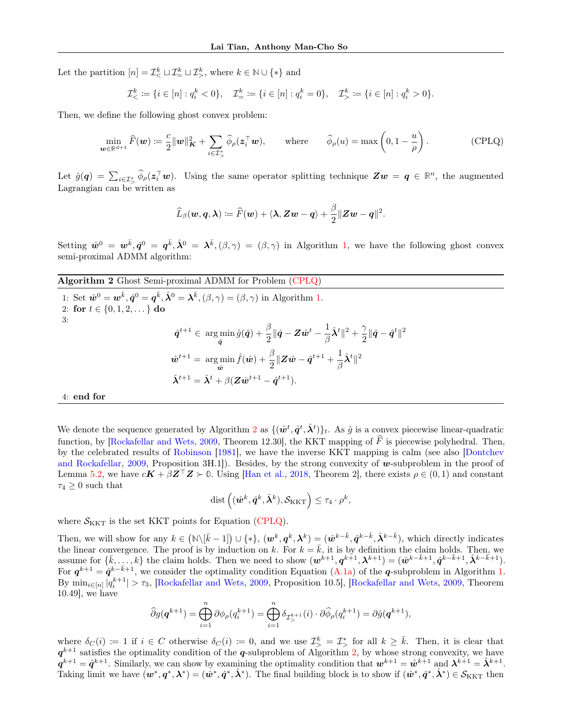Let the partition $[n] = \mathcal{I}_<^k \sqcup \mathcal{I}_=^k \sqcup \mathcal{I}_>^k$, where $k \in \mathbb{N} \cup \{*\}$ and

$$\mathcal{I}_<^k \coloneqq \{i \in [n] : q_i^k < 0\}, \quad \mathcal{I}_=^k \coloneqq \{i \in [n] : q_i^k = 0\}, \quad \mathcal{I}_>^k \coloneqq \{i \in [n] : q_i^k > 0\}.$$

Then, we define the following ghost convex problem:

$$\min_{\boldsymbol{w} \in \mathbb{R}^{d+1}} \widehat{F}(\boldsymbol{w}) \coloneqq \frac{c}{2}\|\boldsymbol{w}\|_{\boldsymbol{K}}^2 + \sum_{i \in \mathcal{I}_>^*} \widehat{\phi}_\rho(\boldsymbol{z}_i^\top \boldsymbol{w}), \qquad \text{where} \qquad \widehat{\phi}_\rho(u) = \max\left(0, 1 - \frac{u}{\rho}\right). \tag{CPLQ}$$

Let $\hat{g}(\boldsymbol{q}) = \sum_{i \in \mathcal{I}_>^*} \widehat{\phi}_\rho(\boldsymbol{z}_i^\top \boldsymbol{w})$. Using the same operator splitting technique $\boldsymbol{Z}\boldsymbol{w} = \boldsymbol{q} \in \mathbb{R}^n$, the augmented Lagrangian can be written as

$$\widehat{L}_\beta(\boldsymbol{w}, \boldsymbol{q}, \boldsymbol{\lambda}) \coloneqq \widehat{F}(\boldsymbol{w}) + \langle \boldsymbol{\lambda}, \boldsymbol{Z}\boldsymbol{w} - \boldsymbol{q} \rangle + \frac{\beta}{2}\|\boldsymbol{Z}\boldsymbol{w} - \boldsymbol{q}\|^2.$$

Setting $\hat{\boldsymbol{w}}^0 = \boldsymbol{w}^{\bar{k}}, \hat{\boldsymbol{q}}^0 = \boldsymbol{q}^{\bar{k}}, \hat{\boldsymbol{\lambda}}^0 = \boldsymbol{\lambda}^{\bar{k}}, (\beta, \gamma) = (\beta, \gamma)$ in Algorithm 1, we have the following ghost convex semi-proximal ADMM algorithm:

---

**Algorithm 2** Ghost Semi-proximal ADMM for Problem (CPLQ)

---

1: Set $\hat{\boldsymbol{w}}^0 = \boldsymbol{w}^{\bar{k}}, \hat{\boldsymbol{q}}^0 = \boldsymbol{q}^{\bar{k}}, \hat{\boldsymbol{\lambda}}^0 = \boldsymbol{\lambda}^{\bar{k}}, (\beta, \gamma) = (\beta, \gamma)$ in Algorithm 1.

2: **for** $t \in \{0, 1, 2, \dots\}$ **do**

3:

$$\hat{\boldsymbol{q}}^{t+1} \in \operatorname*{arg\,min}_{\hat{\boldsymbol{q}}} \hat{g}(\hat{\boldsymbol{q}}) + \frac{\beta}{2}\|\hat{\boldsymbol{q}} - \boldsymbol{Z}\hat{\boldsymbol{w}}^t - \frac{1}{\beta}\hat{\boldsymbol{\lambda}}^t\|^2 + \frac{\gamma}{2}\|\hat{\boldsymbol{q}} - \hat{\boldsymbol{q}}^t\|^2$$

$$\hat{\boldsymbol{w}}^{t+1} = \operatorname*{arg\,min}_{\hat{\boldsymbol{w}}} \hat{f}(\hat{\boldsymbol{w}}) + \frac{\beta}{2}\|\boldsymbol{Z}\hat{\boldsymbol{w}} - \hat{\boldsymbol{q}}^{t+1} + \frac{1}{\beta}\hat{\boldsymbol{\lambda}}^t\|^2$$

$$\hat{\boldsymbol{\lambda}}^{t+1} = \hat{\boldsymbol{\lambda}}^t + \beta(\boldsymbol{Z}\hat{\boldsymbol{w}}^{t+1} - \hat{\boldsymbol{q}}^{t+1}).$$

4: **end for**

---

We denote the sequence generated by Algorithm 2 as $\{(\hat{\boldsymbol{w}}^t, \hat{\boldsymbol{q}}^t, \hat{\boldsymbol{\lambda}}^t)\}_t$. As $\hat{g}$ is a convex piecewise linear-quadratic function, by [Rockafellar and Wets, 2009, Theorem 12.30], the KKT mapping of $\widehat{F}$ is piecewise polyhedral. Then, by the celebrated results of Robinson [1981], we have the inverse KKT mapping is calm (see also [Dontchev and Rockafellar, 2009, Proposition 3H.1]). Besides, by the strong convexity of $\boldsymbol{w}$-subproblem in the proof of Lemma 5.2, we have $c\boldsymbol{K} + \beta\boldsymbol{Z}^\top\boldsymbol{Z} \succ \mathbb{0}$. Using [Han et al., 2018, Theorem 2], there exists $\rho \in (0,1)$ and constant $\tau_4 \geq 0$ such that

$$\operatorname{dist}\left((\hat{\boldsymbol{w}}^k, \hat{\boldsymbol{q}}^k, \hat{\boldsymbol{\lambda}}^k), \mathcal{S}_{\text{KKT}}\right) \leq \tau_4 \cdot \rho^k,$$

where $\mathcal{S}_{\text{KKT}}$ is the set KKT points for Equation (CPLQ).

Then, we will show for any $k \in \left(\mathbb{N}\backslash[\bar{k}-1]\right) \cup \{*\}$, $(\boldsymbol{w}^k, \boldsymbol{q}^k, \boldsymbol{\lambda}^k) = (\hat{\boldsymbol{w}}^{k-\bar{k}}, \hat{\boldsymbol{q}}^{k-\bar{k}}, \hat{\boldsymbol{\lambda}}^{k-\bar{k}})$, which directly indicates the linear convergence. The proof is by induction on $k$. For $k = \bar{k}$, it is by definition the claim holds. Then, we assume for $\{\bar{k}, \dots, k\}$ the claim holds. Then we need to show $(\boldsymbol{w}^{k+1}, \boldsymbol{q}^{k+1}, \boldsymbol{\lambda}^{k+1}) = (\hat{\boldsymbol{w}}^{k-\bar{k}+1}, \hat{\boldsymbol{q}}^{k-\bar{k}+1}, \hat{\boldsymbol{\lambda}}^{k-\bar{k}+1})$. For $\boldsymbol{q}^{k+1} = \hat{\boldsymbol{q}}^{k-\bar{k}+1}$, we consider the optimality condition Equation (A.1a) of the $\boldsymbol{q}$-subproblem in Algorithm 1. By $\min_{i\in[n]} |q_i^{k+1}| > \tau_3$, [Rockafellar and Wets, 2009, Proposition 10.5], [Rockafellar and Wets, 2009, Theorem 10.49], we have

$$\widehat{\partial} g(\boldsymbol{q}^{k+1}) = \bigoplus_{i=1}^n \partial\phi_\rho(q_i^{k+1}) = \bigoplus_{i=1}^n \delta_{\mathcal{I}_>^{k+1}}(i) \cdot \partial\widehat{\phi}_\rho(q_i^{k+1}) = \partial\hat{g}(\boldsymbol{q}^{k+1}),$$

where $\delta_C(i) \coloneqq 1$ if $i \in C$ otherwise $\delta_C(i) \coloneqq 0$, and we use $\mathcal{I}_>^k = \mathcal{I}_>^*$ for all $k \geq \bar{k}$. Then, it is clear that $\boldsymbol{q}^{k+1}$ satisfies the optimality condition of the $\boldsymbol{q}$-subproblem of Algorithm 2, by whose strong convexity, we have $\boldsymbol{q}^{k+1} = \hat{\boldsymbol{q}}^{k+1}$. Similarly, we can show by examining the optimality condition that $\boldsymbol{w}^{k+1} = \hat{\boldsymbol{w}}^{k+1}$ and $\boldsymbol{\lambda}^{k+1} = \hat{\boldsymbol{\lambda}}^{k+1}$. Taking limit we have $(\boldsymbol{w}^*, \boldsymbol{q}^*, \boldsymbol{\lambda}^*) = (\hat{\boldsymbol{w}}^*, \hat{\boldsymbol{q}}^*, \hat{\boldsymbol{\lambda}}^*)$. The final building block is to show if $(\hat{\boldsymbol{w}}^*, \hat{\boldsymbol{q}}^*, \hat{\boldsymbol{\lambda}}^*) \in \mathcal{S}_{\text{KKT}}$ then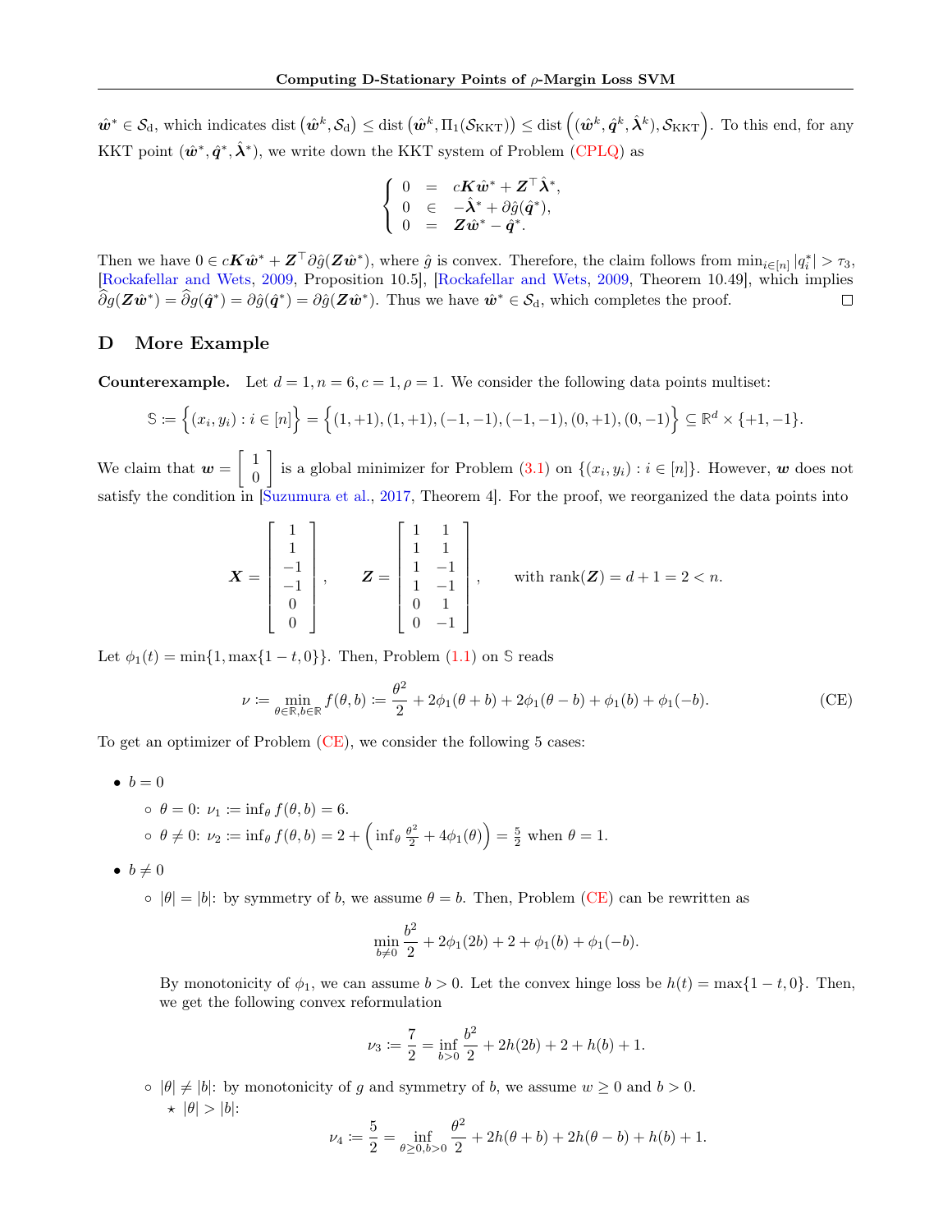$\hat{\boldsymbol{w}}^* \in \mathcal{S}_{\mathrm{d}}$, which indicates $\operatorname{dist}\left(\hat{\boldsymbol{w}}^k, \mathcal{S}_{\mathrm{d}}\right) \leq \operatorname{dist}\left(\hat{\boldsymbol{w}}^k, \Pi_1(\mathcal{S}_{\mathrm{KKT}})\right) \leq \operatorname{dist}\left((\hat{\boldsymbol{w}}^k, \hat{\boldsymbol{q}}^k, \hat{\boldsymbol{\lambda}}^k), \mathcal{S}_{\mathrm{KKT}}\right)$. To this end, for any KKT point $(\hat{\boldsymbol{w}}^*, \hat{\boldsymbol{q}}^*, \hat{\boldsymbol{\lambda}}^*)$, we write down the KKT system of Problem (CPLQ) as

$$
\left\{
\begin{array}{rcl}
0 & = & c\boldsymbol{K}\hat{\boldsymbol{w}}^* + \boldsymbol{Z}^\top \hat{\boldsymbol{\lambda}}^*, \\
0 & \in & -\hat{\boldsymbol{\lambda}}^* + \partial \hat{g}(\hat{\boldsymbol{q}}^*), \\
0 & = & \boldsymbol{Z}\hat{\boldsymbol{w}}^* - \hat{\boldsymbol{q}}^*.
\end{array}
\right.
$$

Then we have $0 \in c\boldsymbol{K}\hat{\boldsymbol{w}}^* + \boldsymbol{Z}^\top \partial \hat{g}(\boldsymbol{Z}\hat{\boldsymbol{w}}^*)$, where $\hat{g}$ is convex. Therefore, the claim follows from $\min_{i\in[n]} |q_i^*| > \tau_3$, [Rockafellar and Wets, 2009, Proposition 10.5], [Rockafellar and Wets, 2009, Theorem 10.49], which implies $\widehat{\partial} g(\boldsymbol{Z}\hat{\boldsymbol{w}}^*) = \widehat{\partial} g(\hat{\boldsymbol{q}}^*) = \partial \hat{g}(\hat{\boldsymbol{q}}^*) = \partial \hat{g}(\boldsymbol{Z}\hat{\boldsymbol{w}}^*)$. Thus we have $\hat{\boldsymbol{w}}^* \in \mathcal{S}_{\mathrm{d}}$, which completes the proof. □

# D More Example

**Counterexample.** Let $d = 1, n = 6, c = 1, \rho = 1$. We consider the following data points multiset:

$$
\mathbb{S} := \left\{(x_i, y_i) : i \in [n]\right\} = \left\{(1, +1), (1, +1), (-1, -1), (-1, -1), (0, +1), (0, -1)\right\} \subseteq \mathbb{R}^d \times \{+1, -1\}.
$$

We claim that $\boldsymbol{w} = \begin{bmatrix} 1 \\ 0 \end{bmatrix}$ is a global minimizer for Problem (3.1) on $\{(x_i, y_i) : i \in [n]\}$. However, $\boldsymbol{w}$ does not satisfy the condition in [Suzumura et al., 2017, Theorem 4]. For the proof, we reorganized the data points into

$$
\boldsymbol{X} = \begin{bmatrix} 1 \\ 1 \\ -1 \\ -1 \\ 0 \\ 0 \end{bmatrix}, \qquad \boldsymbol{Z} = \begin{bmatrix} 1 & 1 \\ 1 & 1 \\ 1 & -1 \\ 1 & -1 \\ 0 & 1 \\ 0 & -1 \end{bmatrix}, \qquad \text{with } \operatorname{rank}(\boldsymbol{Z}) = d + 1 = 2 < n.
$$

Let $\phi_1(t) = \min\{1, \max\{1 - t, 0\}\}$. Then, Problem (1.1) on $\mathbb{S}$ reads

$$
\nu := \min_{\theta \in \mathbb{R}, b \in \mathbb{R}} f(\theta, b) := \frac{\theta^2}{2} + 2\phi_1(\theta + b) + 2\phi_1(\theta - b) + \phi_1(b) + \phi_1(-b). \tag{CE}
$$

To get an optimizer of Problem (CE), we consider the following 5 cases:

- $b = 0$
  - $\theta = 0$: $\nu_1 := \inf_\theta f(\theta, b) = 6$.
  - $\theta \neq 0$: $\nu_2 := \inf_\theta f(\theta, b) = 2 + \left(\inf_\theta \frac{\theta^2}{2} + 4\phi_1(\theta)\right) = \frac{5}{2}$ when $\theta = 1$.
- $b \neq 0$
  - $|\theta| = |b|$: by symmetry of $b$, we assume $\theta = b$. Then, Problem (CE) can be rewritten as

    $$
    \min_{b \neq 0} \frac{b^2}{2} + 2\phi_1(2b) + 2 + \phi_1(b) + \phi_1(-b).
    $$

    By monotonicity of $\phi_1$, we can assume $b > 0$. Let the convex hinge loss be $h(t) = \max\{1 - t, 0\}$. Then, we get the following convex reformulation

    $$
    \nu_3 := \frac{7}{2} = \inf_{b > 0} \frac{b^2}{2} + 2h(2b) + 2 + h(b) + 1.
    $$

  - $|\theta| \neq |b|$: by monotonicity of $g$ and symmetry of $b$, we assume $w \geq 0$ and $b > 0$.
    - ⋆ $|\theta| > |b|$:

      $$
      \nu_4 := \frac{5}{2} = \inf_{\theta \geq 0, b > 0} \frac{\theta^2}{2} + 2h(\theta + b) + 2h(\theta - b) + h(b) + 1.
      $$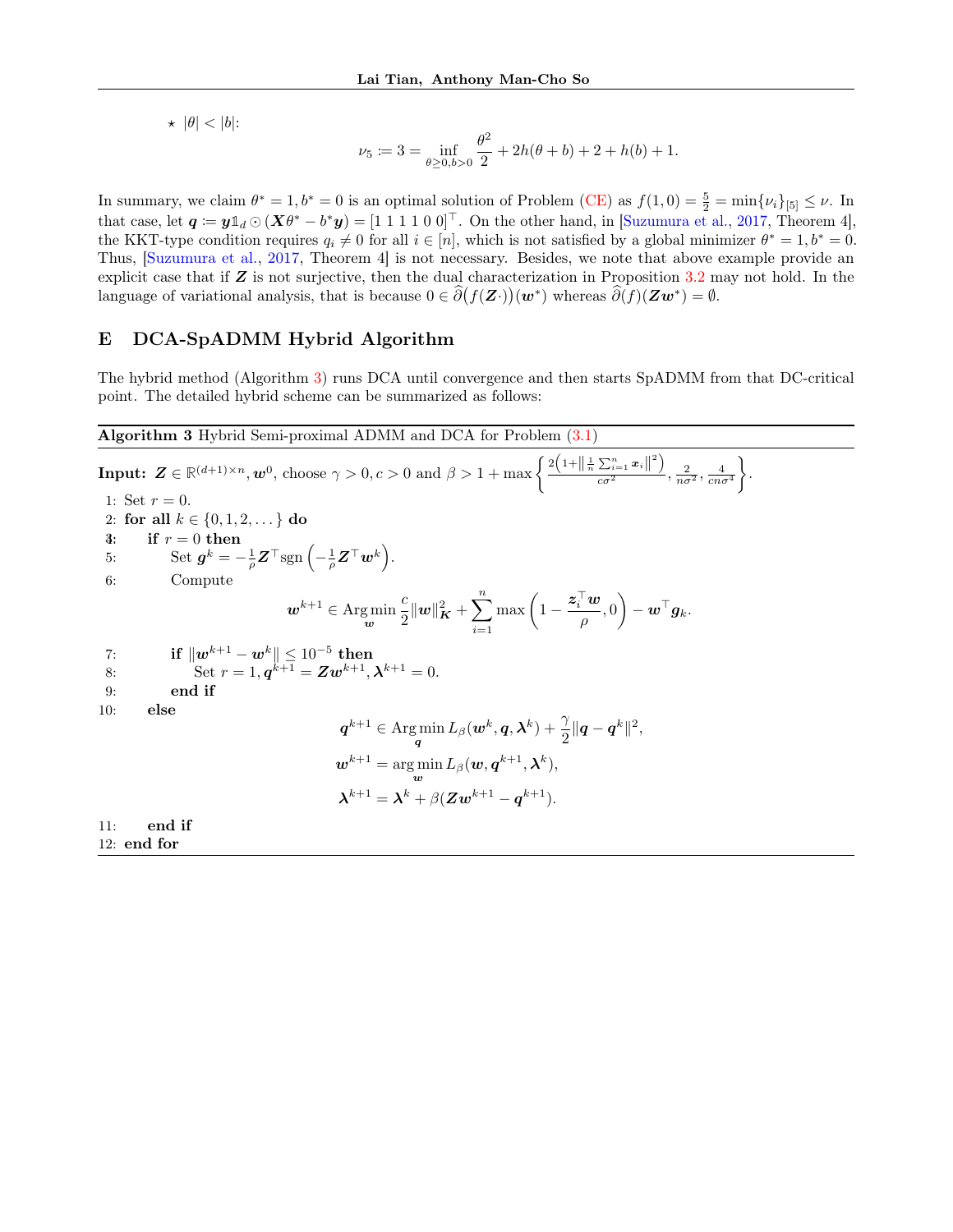⋆ $|\theta| < |b|$:

$$\nu_5 := 3 = \inf_{\theta \geq 0, b > 0} \frac{\theta^2}{2} + 2h(\theta + b) + 2 + h(b) + 1.$$

In summary, we claim $\theta^* = 1, b^* = 0$ is an optimal solution of Problem (CE) as $f(1,0) = \frac{5}{2} = \min\{\nu_i\}_{[5]} \leq \nu$. In that case, let $\boldsymbol{q} := \boldsymbol{y}\mathbb{1}_d \odot (\boldsymbol{X}\theta^* - b^*\boldsymbol{y}) = [1\ 1\ 1\ 1\ 0\ 0]^\top$. On the other hand, in [Suzumura et al., 2017, Theorem 4], the KKT-type condition requires $q_i \neq 0$ for all $i \in [n]$, which is not satisfied by a global minimizer $\theta^* = 1, b^* = 0$. Thus, [Suzumura et al., 2017, Theorem 4] is not necessary. Besides, we note that above example provide an explicit case that if $\boldsymbol{Z}$ is not surjective, then the dual characterization in Proposition 3.2 may not hold. In the language of variational analysis, that is because $0 \in \widehat{\partial}\big(f(\boldsymbol{Z}\cdot)\big)(\boldsymbol{w}^*)$ whereas $\widehat{\partial}(f)(\boldsymbol{Z}\boldsymbol{w}^*) = \emptyset$.

## E DCA-SpADMM Hybrid Algorithm

The hybrid method (Algorithm 3) runs DCA until convergence and then starts SpADMM from that DC-critical point. The detailed hybrid scheme can be summarized as follows:

**Algorithm 3** Hybrid Semi-proximal ADMM and DCA for Problem (3.1)

**Input:** $\boldsymbol{Z} \in \mathbb{R}^{(d+1)\times n}, \boldsymbol{w}^0$, choose $\gamma > 0, c > 0$ and $\beta > 1 + \max\left\{\frac{2\left(1+\|\frac{1}{n}\sum_{i=1}^n \boldsymbol{x}_i\|^2\right)}{c\sigma^2}, \frac{2}{n\sigma^2}, \frac{4}{cn\sigma^4}\right\}$.

1: Set $r = 0$.
2: **for all** $k \in \{0, 1, 2, \dots\}$ **do**
3: &nbsp;&nbsp;&nbsp;&nbsp;**if** $r = 0$ **then**
5: &nbsp;&nbsp;&nbsp;&nbsp;&nbsp;&nbsp;&nbsp;&nbsp;Set $\boldsymbol{g}^k = -\frac{1}{\rho}\boldsymbol{Z}^\top \mathrm{sgn}\left(-\frac{1}{\rho}\boldsymbol{Z}^\top \boldsymbol{w}^k\right)$.
6: &nbsp;&nbsp;&nbsp;&nbsp;&nbsp;&nbsp;&nbsp;&nbsp;Compute

$$\boldsymbol{w}^{k+1} \in \operatorname*{Arg\,min}_{\boldsymbol{w}} \frac{c}{2}\|\boldsymbol{w}\|_{\boldsymbol{K}}^2 + \sum_{i=1}^n \max\left(1 - \frac{\boldsymbol{z}_i^\top \boldsymbol{w}}{\rho}, 0\right) - \boldsymbol{w}^\top \boldsymbol{g}_k.$$

7: &nbsp;&nbsp;&nbsp;&nbsp;&nbsp;&nbsp;&nbsp;&nbsp;**if** $\|\boldsymbol{w}^{k+1} - \boldsymbol{w}^k\| \leq 10^{-5}$ **then**
8: &nbsp;&nbsp;&nbsp;&nbsp;&nbsp;&nbsp;&nbsp;&nbsp;&nbsp;&nbsp;&nbsp;&nbsp;Set $r = 1, \boldsymbol{q}^{k+1} = \boldsymbol{Z}\boldsymbol{w}^{k+1}, \boldsymbol{\lambda}^{k+1} = 0$.
9: &nbsp;&nbsp;&nbsp;&nbsp;&nbsp;&nbsp;&nbsp;&nbsp;**end if**
10: &nbsp;&nbsp;&nbsp;&nbsp;**else**

$$\boldsymbol{q}^{k+1} \in \operatorname*{Arg\,min}_{\boldsymbol{q}} L_\beta(\boldsymbol{w}^k, \boldsymbol{q}, \boldsymbol{\lambda}^k) + \frac{\gamma}{2}\|\boldsymbol{q} - \boldsymbol{q}^k\|^2,$$

$$\boldsymbol{w}^{k+1} = \operatorname*{arg\,min}_{\boldsymbol{w}} L_\beta(\boldsymbol{w}, \boldsymbol{q}^{k+1}, \boldsymbol{\lambda}^k),$$

$$\boldsymbol{\lambda}^{k+1} = \boldsymbol{\lambda}^k + \beta(\boldsymbol{Z}\boldsymbol{w}^{k+1} - \boldsymbol{q}^{k+1}).$$

11: &nbsp;&nbsp;&nbsp;&nbsp;**end if**
12: **end for**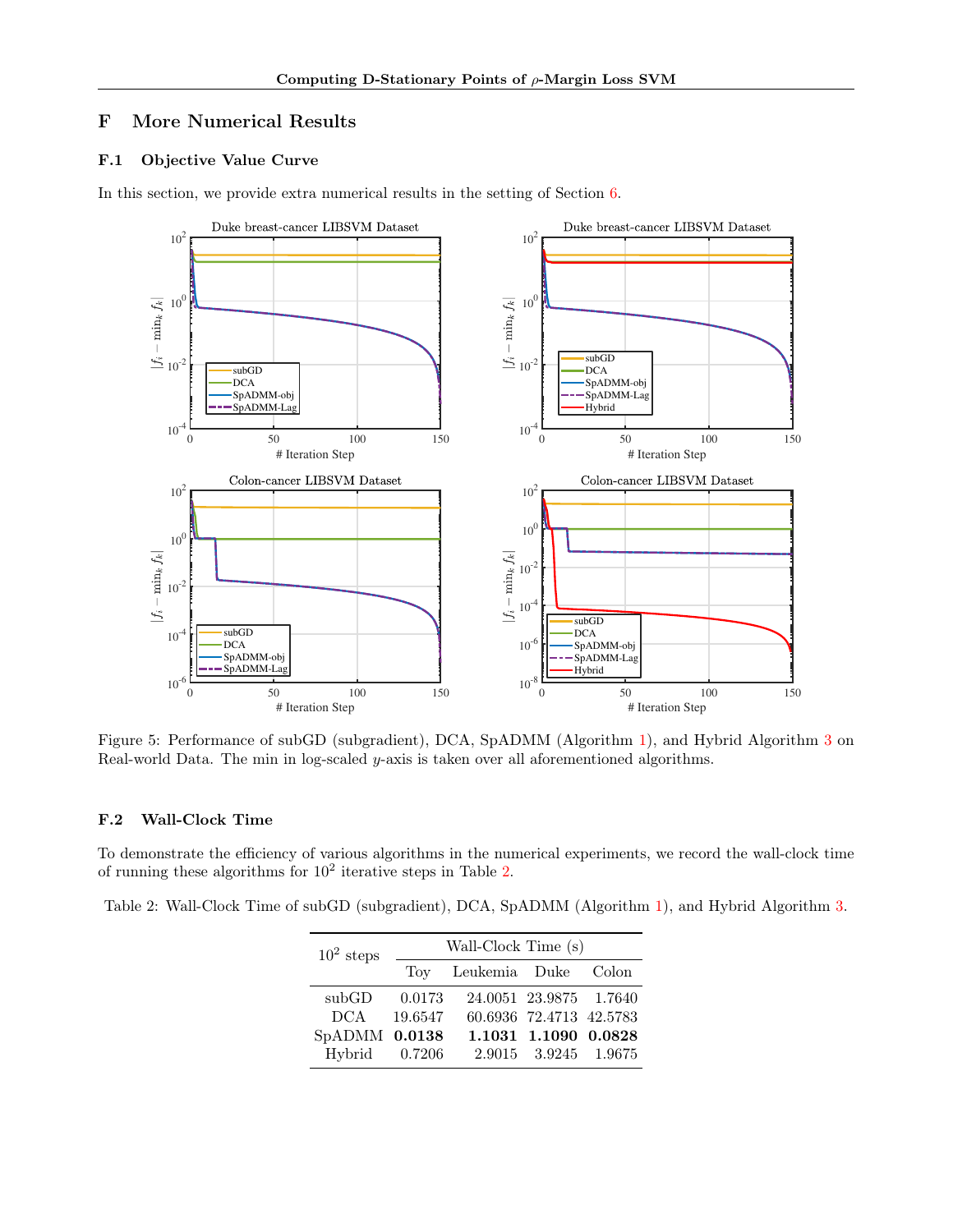# F More Numerical Results

## F.1 Objective Value Curve

In this section, we provide extra numerical results in the setting of Section 6.

Duke breast-cancer LIBSVM Dataset

$10^2$
$10^0$
$10^{-2}$
$10^{-4}$
$|f_i - \min_k f_k|$
0
50
100
150
# Iteration Step
subGD
DCA
SpADMM-obj
SpADMM-Lag

Duke breast-cancer LIBSVM Dataset

$10^2$
$10^0$
$10^{-2}$
$10^{-4}$
$|f_i - \min_k f_k|$
0
50
100
150
# Iteration Step
subGD
DCA
SpADMM-obj
SpADMM-Lag
Hybrid

Colon-cancer LIBSVM Dataset

$10^2$
$10^0$
$10^{-2}$
$10^{-4}$
$10^{-6}$
$|f_i - \min_k f_k|$
0
50
100
150
# Iteration Step
subGD
DCA
SpADMM-obj
SpADMM-Lag

Colon-cancer LIBSVM Dataset

$10^2$
$10^0$
$10^{-2}$
$10^{-4}$
$10^{-6}$
$10^{-8}$
$|f_i - \min_k f_k|$
0
50
100
150
# Iteration Step
subGD
DCA
SpADMM-obj
SpADMM-Lag
Hybrid

Figure 5: Performance of subGD (subgradient), DCA, SpADMM (Algorithm 1), and Hybrid Algorithm 3 on Real-world Data. The min in log-scaled $y$-axis is taken over all aforementioned algorithms.

## F.2 Wall-Clock Time

To demonstrate the efficiency of various algorithms in the numerical experiments, we record the wall-clock time of running these algorithms for $10^2$ iterative steps in Table 2.

Table 2: Wall-Clock Time of subGD (subgradient), DCA, SpADMM (Algorithm 1), and Hybrid Algorithm 3.

| $10^2$ steps | Wall-Clock Time (s) | | | |
|---|---|---|---|---|
| | Toy | Leukemia | Duke | Colon |
| subGD | 0.0173 | 24.0051 | 23.9875 | 1.7640 |
| DCA | 19.6547 | 60.6936 | 72.4713 | 42.5783 |
| SpADMM | **0.0138** | **1.1031** | **1.1090** | **0.0828** |
| Hybrid | 0.7206 | 2.9015 | 3.9245 | 1.9675 |